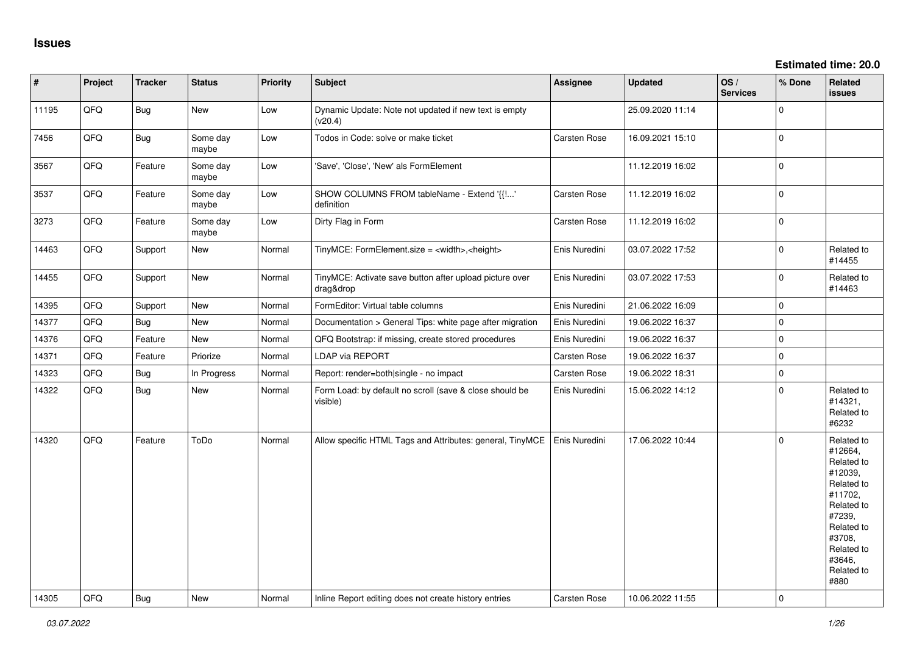# Issues

**Estimated time: 20.0**

| # | Project | Tracker | Status | Priority | Subject | Assignee | Updated | OS / Services | % Done | Related issues |
|---|---|---|---|---|---|---|---|---|---|---|
| 11195 | QFQ | Bug | New | Low | Dynamic Update: Note not updated if new text is empty (v20.4) | | 25.09.2020 11:14 | | 0 | |
| 7456 | QFQ | Bug | Some day maybe | Low | Todos in Code: solve or make ticket | Carsten Rose | 16.09.2021 15:10 | | 0 | |
| 3567 | QFQ | Feature | Some day maybe | Low | 'Save', 'Close', 'New' als FormElement | | 11.12.2019 16:02 | | 0 | |
| 3537 | QFQ | Feature | Some day maybe | Low | SHOW COLUMNS FROM tableName - Extend '{{!...' definition | Carsten Rose | 11.12.2019 16:02 | | 0 | |
| 3273 | QFQ | Feature | Some day maybe | Low | Dirty Flag in Form | Carsten Rose | 11.12.2019 16:02 | | 0 | |
| 14463 | QFQ | Support | New | Normal | TinyMCE: FormElement.size = <width>,<height> | Enis Nuredini | 03.07.2022 17:52 | | 0 | Related to #14455 |
| 14455 | QFQ | Support | New | Normal | TinyMCE: Activate save button after upload picture over drag&drop | Enis Nuredini | 03.07.2022 17:53 | | 0 | Related to #14463 |
| 14395 | QFQ | Support | New | Normal | FormEditor: Virtual table columns | Enis Nuredini | 21.06.2022 16:09 | | 0 | |
| 14377 | QFQ | Bug | New | Normal | Documentation > General Tips: white page after migration | Enis Nuredini | 19.06.2022 16:37 | | 0 | |
| 14376 | QFQ | Feature | New | Normal | QFQ Bootstrap: if missing, create stored procedures | Enis Nuredini | 19.06.2022 16:37 | | 0 | |
| 14371 | QFQ | Feature | Priorize | Normal | LDAP via REPORT | Carsten Rose | 19.06.2022 16:37 | | 0 | |
| 14323 | QFQ | Bug | In Progress | Normal | Report: render=both\|single - no impact | Carsten Rose | 19.06.2022 18:31 | | 0 | |
| 14322 | QFQ | Bug | New | Normal | Form Load: by default no scroll (save & close should be visible) | Enis Nuredini | 15.06.2022 14:12 | | 0 | Related to #14321, Related to #6232 |
| 14320 | QFQ | Feature | ToDo | Normal | Allow specific HTML Tags and Attributes: general, TinyMCE | Enis Nuredini | 17.06.2022 10:44 | | 0 | Related to #12664, Related to #12039, Related to #11702, Related to #7239, Related to #3708, Related to #3646, Related to #880 |
| 14305 | QFQ | Bug | New | Normal | Inline Report editing does not create history entries | Carsten Rose | 10.06.2022 11:55 | | 0 | |

*03.07.2022*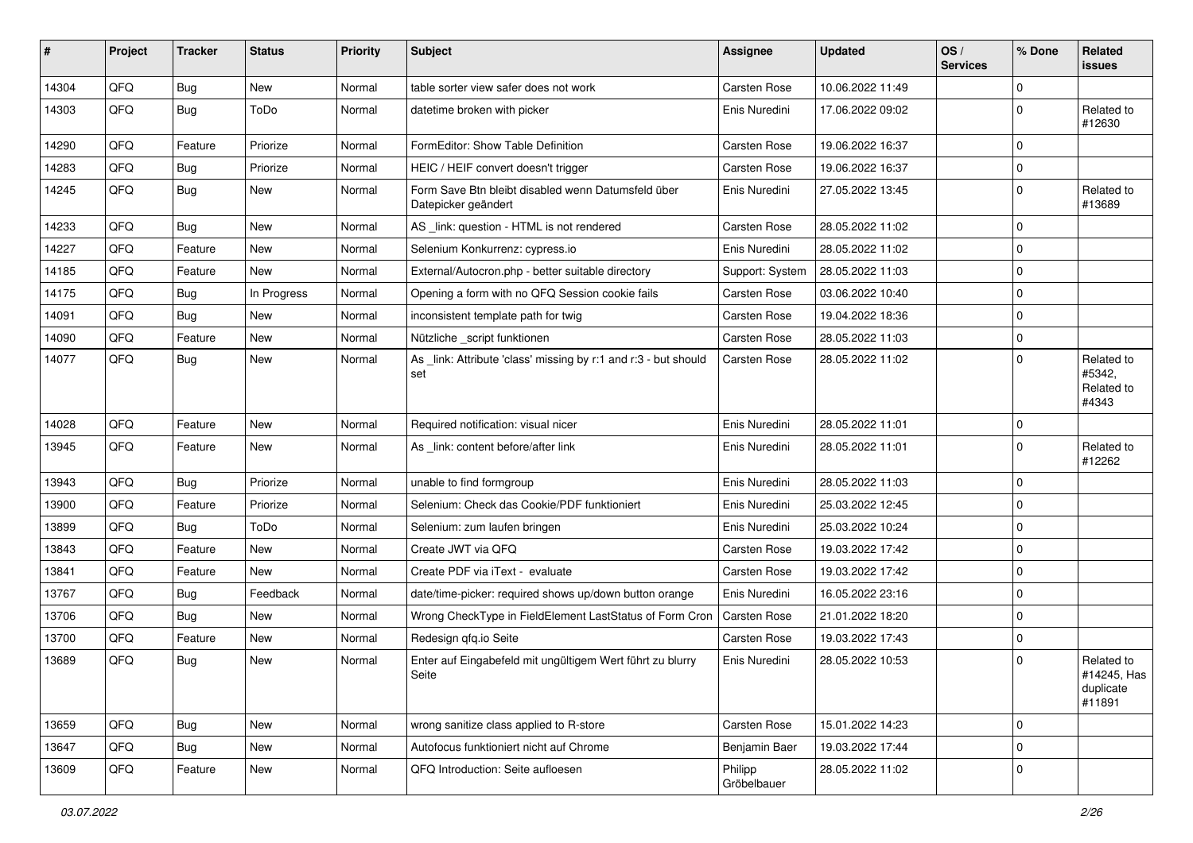| # | Project | Tracker | Status | Priority | Subject | Assignee | Updated | OS / Services | % Done | Related issues |
|---|---|---|---|---|---|---|---|---|---|---|
| 14304 | QFQ | Bug | New | Normal | table sorter view safer does not work | Carsten Rose | 10.06.2022 11:49 | | 0 | |
| 14303 | QFQ | Bug | ToDo | Normal | datetime broken with picker | Enis Nuredini | 17.06.2022 09:02 | | 0 | Related to #12630 |
| 14290 | QFQ | Feature | Priorize | Normal | FormEditor: Show Table Definition | Carsten Rose | 19.06.2022 16:37 | | 0 | |
| 14283 | QFQ | Bug | Priorize | Normal | HEIC / HEIF convert doesn't trigger | Carsten Rose | 19.06.2022 16:37 | | 0 | |
| 14245 | QFQ | Bug | New | Normal | Form Save Btn bleibt disabled wenn Datumsfeld über Datepicker geändert | Enis Nuredini | 27.05.2022 13:45 | | 0 | Related to #13689 |
| 14233 | QFQ | Bug | New | Normal | AS _link: question - HTML is not rendered | Carsten Rose | 28.05.2022 11:02 | | 0 | |
| 14227 | QFQ | Feature | New | Normal | Selenium Konkurrenz: cypress.io | Enis Nuredini | 28.05.2022 11:02 | | 0 | |
| 14185 | QFQ | Feature | New | Normal | External/Autocron.php - better suitable directory | Support: System | 28.05.2022 11:03 | | 0 | |
| 14175 | QFQ | Bug | In Progress | Normal | Opening a form with no QFQ Session cookie fails | Carsten Rose | 03.06.2022 10:40 | | 0 | |
| 14091 | QFQ | Bug | New | Normal | inconsistent template path for twig | Carsten Rose | 19.04.2022 18:36 | | 0 | |
| 14090 | QFQ | Feature | New | Normal | Nützliche _script funktionen | Carsten Rose | 28.05.2022 11:03 | | 0 | |
| 14077 | QFQ | Bug | New | Normal | As _link: Attribute 'class' missing by r:1 and r:3 - but should set | Carsten Rose | 28.05.2022 11:02 | | 0 | Related to #5342, Related to #4343 |
| 14028 | QFQ | Feature | New | Normal | Required notification: visual nicer | Enis Nuredini | 28.05.2022 11:01 | | 0 | |
| 13945 | QFQ | Feature | New | Normal | As _link: content before/after link | Enis Nuredini | 28.05.2022 11:01 | | 0 | Related to #12262 |
| 13943 | QFQ | Bug | Priorize | Normal | unable to find formgroup | Enis Nuredini | 28.05.2022 11:03 | | 0 | |
| 13900 | QFQ | Feature | Priorize | Normal | Selenium: Check das Cookie/PDF funktioniert | Enis Nuredini | 25.03.2022 12:45 | | 0 | |
| 13899 | QFQ | Bug | ToDo | Normal | Selenium: zum laufen bringen | Enis Nuredini | 25.03.2022 10:24 | | 0 | |
| 13843 | QFQ | Feature | New | Normal | Create JWT via QFQ | Carsten Rose | 19.03.2022 17:42 | | 0 | |
| 13841 | QFQ | Feature | New | Normal | Create PDF via iText - evaluate | Carsten Rose | 19.03.2022 17:42 | | 0 | |
| 13767 | QFQ | Bug | Feedback | Normal | date/time-picker: required shows up/down button orange | Enis Nuredini | 16.05.2022 23:16 | | 0 | |
| 13706 | QFQ | Bug | New | Normal | Wrong CheckType in FieldElement LastStatus of Form Cron | Carsten Rose | 21.01.2022 18:20 | | 0 | |
| 13700 | QFQ | Feature | New | Normal | Redesign qfq.io Seite | Carsten Rose | 19.03.2022 17:43 | | 0 | |
| 13689 | QFQ | Bug | New | Normal | Enter auf Eingabefeld mit ungültigem Wert führt zu blurry Seite | Enis Nuredini | 28.05.2022 10:53 | | 0 | Related to #14245, Has duplicate #11891 |
| 13659 | QFQ | Bug | New | Normal | wrong sanitize class applied to R-store | Carsten Rose | 15.01.2022 14:23 | | 0 | |
| 13647 | QFQ | Bug | New | Normal | Autofocus funktioniert nicht auf Chrome | Benjamin Baer | 19.03.2022 17:44 | | 0 | |
| 13609 | QFQ | Feature | New | Normal | QFQ Introduction: Seite aufloesen | Philipp Gröbelbauer | 28.05.2022 11:02 | | 0 | |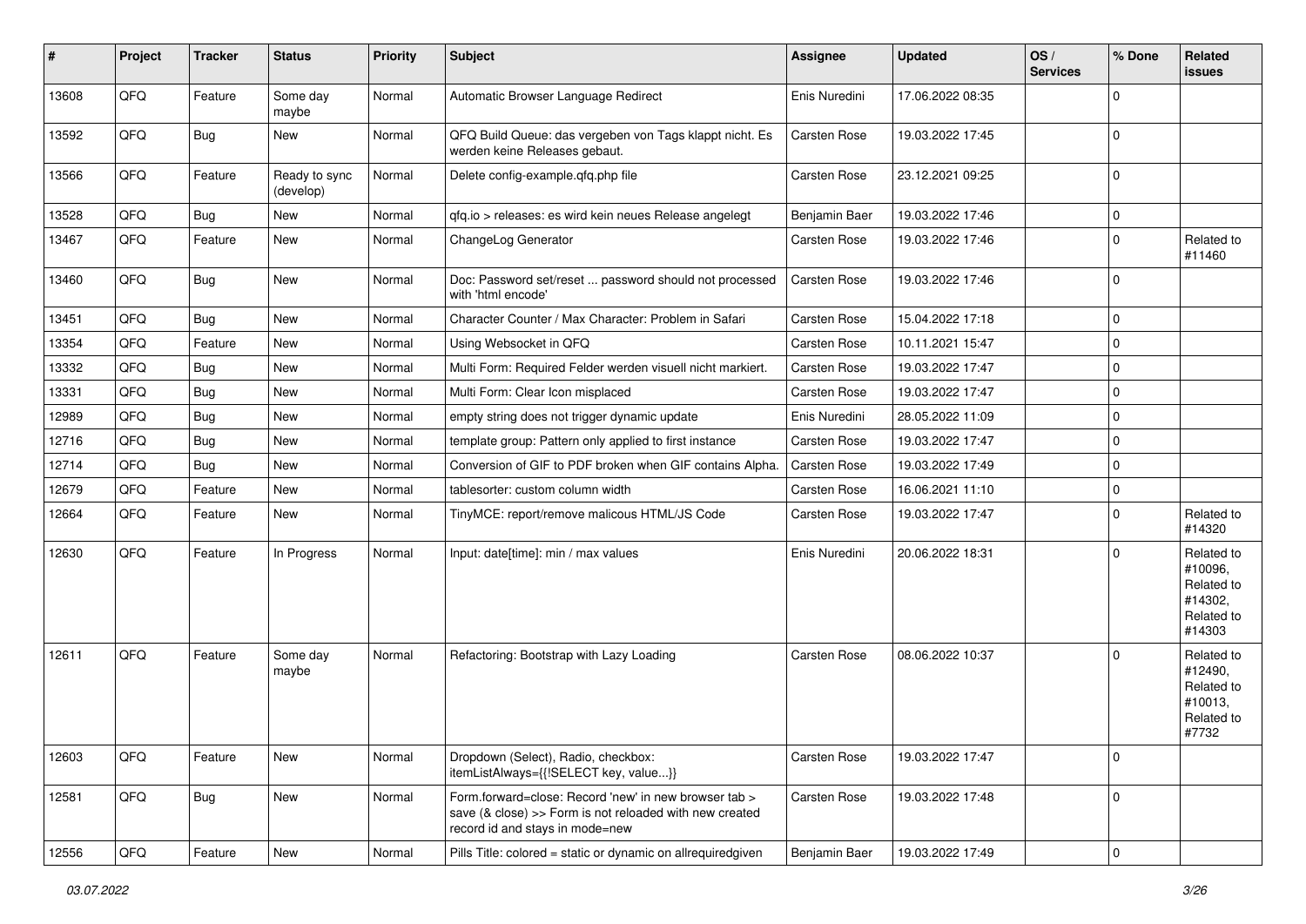| # | Project | Tracker | Status | Priority | Subject | Assignee | Updated | OS / Services | % Done | Related issues |
|---|---|---|---|---|---|---|---|---|---|---|
| 13608 | QFQ | Feature | Some day maybe | Normal | Automatic Browser Language Redirect | Enis Nuredini | 17.06.2022 08:35 | | 0 | |
| 13592 | QFQ | Bug | New | Normal | QFQ Build Queue: das vergeben von Tags klappt nicht. Es werden keine Releases gebaut. | Carsten Rose | 19.03.2022 17:45 | | 0 | |
| 13566 | QFQ | Feature | Ready to sync (develop) | Normal | Delete config-example.qfq.php file | Carsten Rose | 23.12.2021 09:25 | | 0 | |
| 13528 | QFQ | Bug | New | Normal | qfq.io > releases: es wird kein neues Release angelegt | Benjamin Baer | 19.03.2022 17:46 | | 0 | |
| 13467 | QFQ | Feature | New | Normal | ChangeLog Generator | Carsten Rose | 19.03.2022 17:46 | | 0 | Related to #11460 |
| 13460 | QFQ | Bug | New | Normal | Doc: Password set/reset ... password should not processed with 'html encode' | Carsten Rose | 19.03.2022 17:46 | | 0 | |
| 13451 | QFQ | Bug | New | Normal | Character Counter / Max Character: Problem in Safari | Carsten Rose | 15.04.2022 17:18 | | 0 | |
| 13354 | QFQ | Feature | New | Normal | Using Websocket in QFQ | Carsten Rose | 10.11.2021 15:47 | | 0 | |
| 13332 | QFQ | Bug | New | Normal | Multi Form: Required Felder werden visuell nicht markiert. | Carsten Rose | 19.03.2022 17:47 | | 0 | |
| 13331 | QFQ | Bug | New | Normal | Multi Form: Clear Icon misplaced | Carsten Rose | 19.03.2022 17:47 | | 0 | |
| 12989 | QFQ | Bug | New | Normal | empty string does not trigger dynamic update | Enis Nuredini | 28.05.2022 11:09 | | 0 | |
| 12716 | QFQ | Bug | New | Normal | template group: Pattern only applied to first instance | Carsten Rose | 19.03.2022 17:47 | | 0 | |
| 12714 | QFQ | Bug | New | Normal | Conversion of GIF to PDF broken when GIF contains Alpha. | Carsten Rose | 19.03.2022 17:49 | | 0 | |
| 12679 | QFQ | Feature | New | Normal | tablesorter: custom column width | Carsten Rose | 16.06.2021 11:10 | | 0 | |
| 12664 | QFQ | Feature | New | Normal | TinyMCE: report/remove malicous HTML/JS Code | Carsten Rose | 19.03.2022 17:47 | | 0 | Related to #14320 |
| 12630 | QFQ | Feature | In Progress | Normal | Input: date[time]: min / max values | Enis Nuredini | 20.06.2022 18:31 | | 0 | Related to #10096, Related to #14302, Related to #14303 |
| 12611 | QFQ | Feature | Some day maybe | Normal | Refactoring: Bootstrap with Lazy Loading | Carsten Rose | 08.06.2022 10:37 | | 0 | Related to #12490, Related to #10013, Related to #7732 |
| 12603 | QFQ | Feature | New | Normal | Dropdown (Select), Radio, checkbox: itemListAlways={{!SELECT key, value...}} | Carsten Rose | 19.03.2022 17:47 | | 0 | |
| 12581 | QFQ | Bug | New | Normal | Form.forward=close: Record 'new' in new browser tab > save (& close) >> Form is not reloaded with new created record id and stays in mode=new | Carsten Rose | 19.03.2022 17:48 | | 0 | |
| 12556 | QFQ | Feature | New | Normal | Pills Title: colored = static or dynamic on allrequiredgiven | Benjamin Baer | 19.03.2022 17:49 | | 0 | |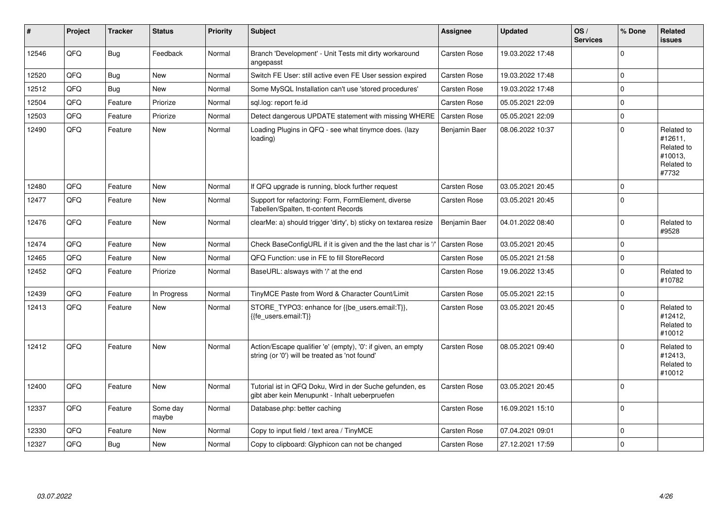| # | Project | Tracker | Status | Priority | Subject | Assignee | Updated | OS / Services | % Done | Related issues |
|---|---|---|---|---|---|---|---|---|---|---|
| 12546 | QFQ | Bug | Feedback | Normal | Branch 'Development' - Unit Tests mit dirty workaround angepasst | Carsten Rose | 19.03.2022 17:48 | | 0 | |
| 12520 | QFQ | Bug | New | Normal | Switch FE User: still active even FE User session expired | Carsten Rose | 19.03.2022 17:48 | | 0 | |
| 12512 | QFQ | Bug | New | Normal | Some MySQL Installation can't use 'stored procedures' | Carsten Rose | 19.03.2022 17:48 | | 0 | |
| 12504 | QFQ | Feature | Priorize | Normal | sql.log: report fe.id | Carsten Rose | 05.05.2021 22:09 | | 0 | |
| 12503 | QFQ | Feature | Priorize | Normal | Detect dangerous UPDATE statement with missing WHERE | Carsten Rose | 05.05.2021 22:09 | | 0 | |
| 12490 | QFQ | Feature | New | Normal | Loading Plugins in QFQ - see what tinymce does. (lazy loading) | Benjamin Baer | 08.06.2022 10:37 | | 0 | Related to #12611, Related to #10013, Related to #7732 |
| 12480 | QFQ | Feature | New | Normal | If QFQ upgrade is running, block further request | Carsten Rose | 03.05.2021 20:45 | | 0 | |
| 12477 | QFQ | Feature | New | Normal | Support for refactoring: Form, FormElement, diverse Tabellen/Spalten, tt-content Records | Carsten Rose | 03.05.2021 20:45 | | 0 | |
| 12476 | QFQ | Feature | New | Normal | clearMe: a) should trigger 'dirty', b) sticky on textarea resize | Benjamin Baer | 04.01.2022 08:40 | | 0 | Related to #9528 |
| 12474 | QFQ | Feature | New | Normal | Check BaseConfigURL if it is given and the the last char is '/' | Carsten Rose | 03.05.2021 20:45 | | 0 | |
| 12465 | QFQ | Feature | New | Normal | QFQ Function: use in FE to fill StoreRecord | Carsten Rose | 05.05.2021 21:58 | | 0 | |
| 12452 | QFQ | Feature | Priorize | Normal | BaseURL: alsways with '/' at the end | Carsten Rose | 19.06.2022 13:45 | | 0 | Related to #10782 |
| 12439 | QFQ | Feature | In Progress | Normal | TinyMCE Paste from Word & Character Count/Limit | Carsten Rose | 05.05.2021 22:15 | | 0 | |
| 12413 | QFQ | Feature | New | Normal | STORE_TYPO3: enhance for {{be_users.email:T}}, {{fe_users.email:T}} | Carsten Rose | 03.05.2021 20:45 | | 0 | Related to #12412, Related to #10012 |
| 12412 | QFQ | Feature | New | Normal | Action/Escape qualifier 'e' (empty), '0': if given, an empty string (or '0') will be treated as 'not found' | Carsten Rose | 08.05.2021 09:40 | | 0 | Related to #12413, Related to #10012 |
| 12400 | QFQ | Feature | New | Normal | Tutorial ist in QFQ Doku, Wird in der Suche gefunden, es gibt aber kein Menupunkt - Inhalt ueberpruefen | Carsten Rose | 03.05.2021 20:45 | | 0 | |
| 12337 | QFQ | Feature | Some day maybe | Normal | Database.php: better caching | Carsten Rose | 16.09.2021 15:10 | | 0 | |
| 12330 | QFQ | Feature | New | Normal | Copy to input field / text area / TinyMCE | Carsten Rose | 07.04.2021 09:01 | | 0 | |
| 12327 | QFQ | Bug | New | Normal | Copy to clipboard: Glyphicon can not be changed | Carsten Rose | 27.12.2021 17:59 | | 0 | |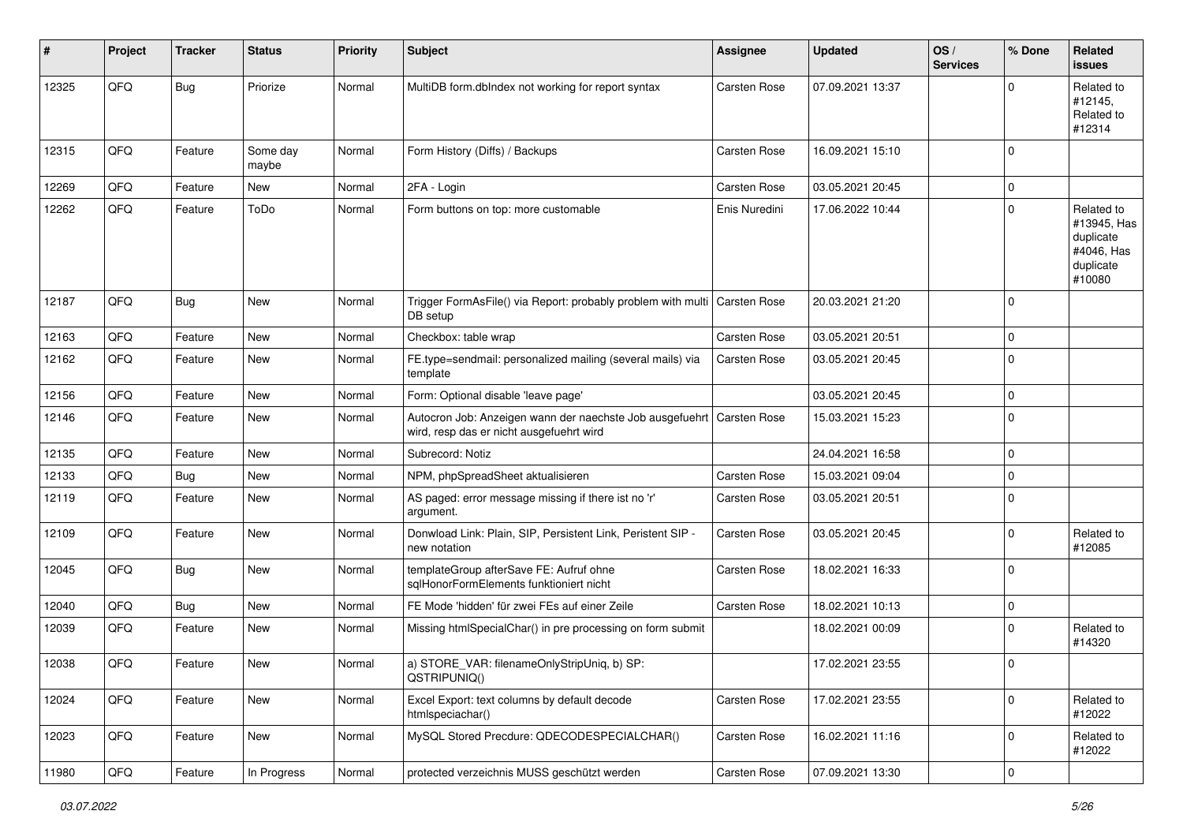| # | Project | Tracker | Status | Priority | Subject | Assignee | Updated | OS / Services | % Done | Related issues |
|---|---|---|---|---|---|---|---|---|---|---|
| 12325 | QFQ | Bug | Priorize | Normal | MultiDB form.dbIndex not working for report syntax | Carsten Rose | 07.09.2021 13:37 | | 0 | Related to #12145, Related to #12314 |
| 12315 | QFQ | Feature | Some day maybe | Normal | Form History (Diffs) / Backups | Carsten Rose | 16.09.2021 15:10 | | 0 | |
| 12269 | QFQ | Feature | New | Normal | 2FA - Login | Carsten Rose | 03.05.2021 20:45 | | 0 | |
| 12262 | QFQ | Feature | ToDo | Normal | Form buttons on top: more customable | Enis Nuredini | 17.06.2022 10:44 | | 0 | Related to #13945, Has duplicate #4046, Has duplicate #10080 |
| 12187 | QFQ | Bug | New | Normal | Trigger FormAsFile() via Report: probably problem with multi DB setup | Carsten Rose | 20.03.2021 21:20 | | 0 | |
| 12163 | QFQ | Feature | New | Normal | Checkbox: table wrap | Carsten Rose | 03.05.2021 20:51 | | 0 | |
| 12162 | QFQ | Feature | New | Normal | FE.type=sendmail: personalized mailing (several mails) via template | Carsten Rose | 03.05.2021 20:45 | | 0 | |
| 12156 | QFQ | Feature | New | Normal | Form: Optional disable 'leave page' | | 03.05.2021 20:45 | | 0 | |
| 12146 | QFQ | Feature | New | Normal | Autocron Job: Anzeigen wann der naechste Job ausgefuehrt wird, resp das er nicht ausgefuehrt wird | Carsten Rose | 15.03.2021 15:23 | | 0 | |
| 12135 | QFQ | Feature | New | Normal | Subrecord: Notiz | | 24.04.2021 16:58 | | 0 | |
| 12133 | QFQ | Bug | New | Normal | NPM, phpSpreadSheet aktualisieren | Carsten Rose | 15.03.2021 09:04 | | 0 | |
| 12119 | QFQ | Feature | New | Normal | AS paged: error message missing if there ist no 'r' argument. | Carsten Rose | 03.05.2021 20:51 | | 0 | |
| 12109 | QFQ | Feature | New | Normal | Donwload Link: Plain, SIP, Persistent Link, Peristent SIP - new notation | Carsten Rose | 03.05.2021 20:45 | | 0 | Related to #12085 |
| 12045 | QFQ | Bug | New | Normal | templateGroup afterSave FE: Aufruf ohne sqlHonorFormElements funktioniert nicht | Carsten Rose | 18.02.2021 16:33 | | 0 | |
| 12040 | QFQ | Bug | New | Normal | FE Mode 'hidden' für zwei FEs auf einer Zeile | Carsten Rose | 18.02.2021 10:13 | | 0 | |
| 12039 | QFQ | Feature | New | Normal | Missing htmlSpecialChar() in pre processing on form submit | | 18.02.2021 00:09 | | 0 | Related to #14320 |
| 12038 | QFQ | Feature | New | Normal | a) STORE_VAR: filenameOnlyStripUniq, b) SP: QSTRIPUNIQ() | | 17.02.2021 23:55 | | 0 | |
| 12024 | QFQ | Feature | New | Normal | Excel Export: text columns by default decode htmlspeciachar() | Carsten Rose | 17.02.2021 23:55 | | 0 | Related to #12022 |
| 12023 | QFQ | Feature | New | Normal | MySQL Stored Precdure: QDECODESPECIALCHAR() | Carsten Rose | 16.02.2021 11:16 | | 0 | Related to #12022 |
| 11980 | QFQ | Feature | In Progress | Normal | protected verzeichnis MUSS geschützt werden | Carsten Rose | 07.09.2021 13:30 | | 0 | |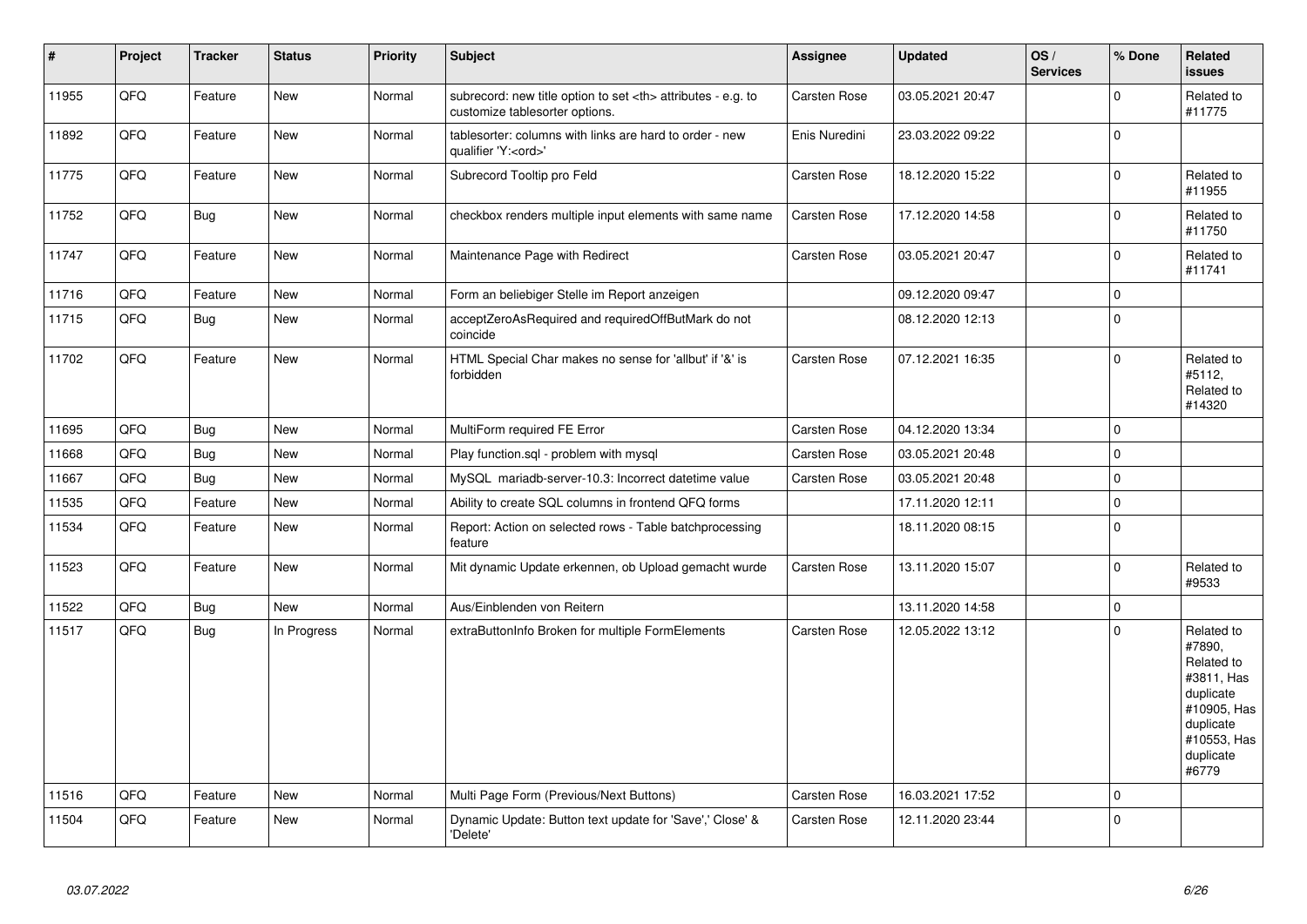| # | Project | Tracker | Status | Priority | Subject | Assignee | Updated | OS / Services | % Done | Related issues |
|---|---|---|---|---|---|---|---|---|---|---|
| 11955 | QFQ | Feature | New | Normal | subrecord: new title option to set <th> attributes - e.g. to customize tablesorter options. | Carsten Rose | 03.05.2021 20:47 | | 0 | Related to #11775 |
| 11892 | QFQ | Feature | New | Normal | tablesorter: columns with links are hard to order - new qualifier 'Y:<ord>' | Enis Nuredini | 23.03.2022 09:22 | | 0 | |
| 11775 | QFQ | Feature | New | Normal | Subrecord Tooltip pro Feld | Carsten Rose | 18.12.2020 15:22 | | 0 | Related to #11955 |
| 11752 | QFQ | Bug | New | Normal | checkbox renders multiple input elements with same name | Carsten Rose | 17.12.2020 14:58 | | 0 | Related to #11750 |
| 11747 | QFQ | Feature | New | Normal | Maintenance Page with Redirect | Carsten Rose | 03.05.2021 20:47 | | 0 | Related to #11741 |
| 11716 | QFQ | Feature | New | Normal | Form an beliebiger Stelle im Report anzeigen | | 09.12.2020 09:47 | | 0 | |
| 11715 | QFQ | Bug | New | Normal | acceptZeroAsRequired and requiredOffButMark do not coincide | | 08.12.2020 12:13 | | 0 | |
| 11702 | QFQ | Feature | New | Normal | HTML Special Char makes no sense for 'allbut' if '&' is forbidden | Carsten Rose | 07.12.2021 16:35 | | 0 | Related to #5112, Related to #14320 |
| 11695 | QFQ | Bug | New | Normal | MultiForm required FE Error | Carsten Rose | 04.12.2020 13:34 | | 0 | |
| 11668 | QFQ | Bug | New | Normal | Play function.sql - problem with mysql | Carsten Rose | 03.05.2021 20:48 | | 0 | |
| 11667 | QFQ | Bug | New | Normal | MySQL mariadb-server-10.3: Incorrect datetime value | Carsten Rose | 03.05.2021 20:48 | | 0 | |
| 11535 | QFQ | Feature | New | Normal | Ability to create SQL columns in frontend QFQ forms | | 17.11.2020 12:11 | | 0 | |
| 11534 | QFQ | Feature | New | Normal | Report: Action on selected rows - Table batchprocessing feature | | 18.11.2020 08:15 | | 0 | |
| 11523 | QFQ | Feature | New | Normal | Mit dynamic Update erkennen, ob Upload gemacht wurde | Carsten Rose | 13.11.2020 15:07 | | 0 | Related to #9533 |
| 11522 | QFQ | Bug | New | Normal | Aus/Einblenden von Reitern | | 13.11.2020 14:58 | | 0 | |
| 11517 | QFQ | Bug | In Progress | Normal | extraButtonInfo Broken for multiple FormElements | Carsten Rose | 12.05.2022 13:12 | | 0 | Related to #7890, Related to #3811, Has duplicate #10905, Has duplicate #10553, Has duplicate #6779 |
| 11516 | QFQ | Feature | New | Normal | Multi Page Form (Previous/Next Buttons) | Carsten Rose | 16.03.2021 17:52 | | 0 | |
| 11504 | QFQ | Feature | New | Normal | Dynamic Update: Button text update for 'Save',' Close' & 'Delete' | Carsten Rose | 12.11.2020 23:44 | | 0 | |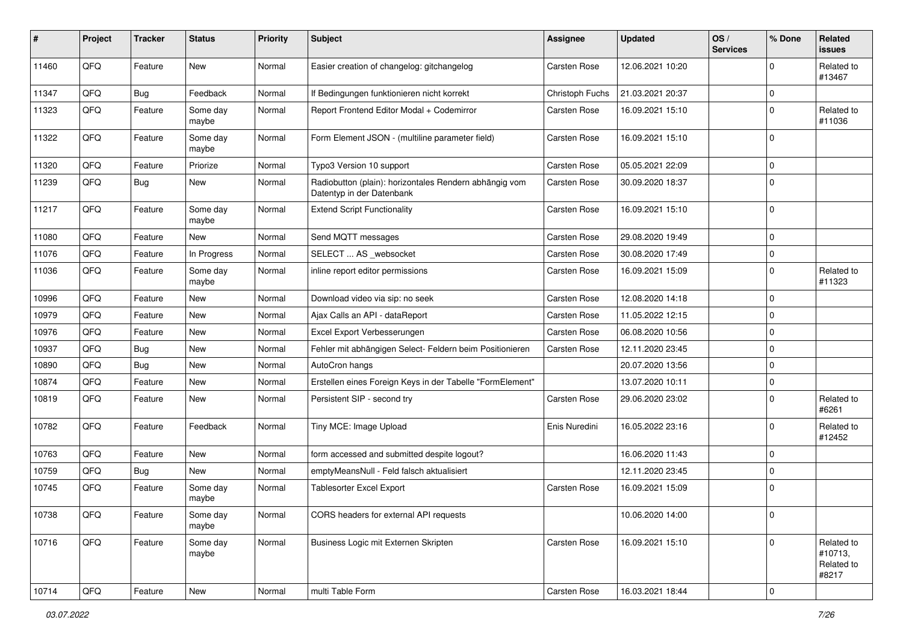| # | Project | Tracker | Status | Priority | Subject | Assignee | Updated | OS / Services | % Done | Related issues |
|---|---|---|---|---|---|---|---|---|---|---|
| 11460 | QFQ | Feature | New | Normal | Easier creation of changelog: gitchangelog | Carsten Rose | 12.06.2021 10:20 | | 0 | Related to #13467 |
| 11347 | QFQ | Bug | Feedback | Normal | If Bedingungen funktionieren nicht korrekt | Christoph Fuchs | 21.03.2021 20:37 | | 0 | |
| 11323 | QFQ | Feature | Some day maybe | Normal | Report Frontend Editor Modal + Codemirror | Carsten Rose | 16.09.2021 15:10 | | 0 | Related to #11036 |
| 11322 | QFQ | Feature | Some day maybe | Normal | Form Element JSON - (multiline parameter field) | Carsten Rose | 16.09.2021 15:10 | | 0 | |
| 11320 | QFQ | Feature | Priorize | Normal | Typo3 Version 10 support | Carsten Rose | 05.05.2021 22:09 | | 0 | |
| 11239 | QFQ | Bug | New | Normal | Radiobutton (plain): horizontales Rendern abhängig vom Datentyp in der Datenbank | Carsten Rose | 30.09.2020 18:37 | | 0 | |
| 11217 | QFQ | Feature | Some day maybe | Normal | Extend Script Functionality | Carsten Rose | 16.09.2021 15:10 | | 0 | |
| 11080 | QFQ | Feature | New | Normal | Send MQTT messages | Carsten Rose | 29.08.2020 19:49 | | 0 | |
| 11076 | QFQ | Feature | In Progress | Normal | SELECT ... AS _websocket | Carsten Rose | 30.08.2020 17:49 | | 0 | |
| 11036 | QFQ | Feature | Some day maybe | Normal | inline report editor permissions | Carsten Rose | 16.09.2021 15:09 | | 0 | Related to #11323 |
| 10996 | QFQ | Feature | New | Normal | Download video via sip: no seek | Carsten Rose | 12.08.2020 14:18 | | 0 | |
| 10979 | QFQ | Feature | New | Normal | Ajax Calls an API - dataReport | Carsten Rose | 11.05.2022 12:15 | | 0 | |
| 10976 | QFQ | Feature | New | Normal | Excel Export Verbesserungen | Carsten Rose | 06.08.2020 10:56 | | 0 | |
| 10937 | QFQ | Bug | New | Normal | Fehler mit abhängigen Select- Feldern beim Positionieren | Carsten Rose | 12.11.2020 23:45 | | 0 | |
| 10890 | QFQ | Bug | New | Normal | AutoCron hangs | | 20.07.2020 13:56 | | 0 | |
| 10874 | QFQ | Feature | New | Normal | Erstellen eines Foreign Keys in der Tabelle "FormElement" | | 13.07.2020 10:11 | | 0 | |
| 10819 | QFQ | Feature | New | Normal | Persistent SIP - second try | Carsten Rose | 29.06.2020 23:02 | | 0 | Related to #6261 |
| 10782 | QFQ | Feature | Feedback | Normal | Tiny MCE: Image Upload | Enis Nuredini | 16.05.2022 23:16 | | 0 | Related to #12452 |
| 10763 | QFQ | Feature | New | Normal | form accessed and submitted despite logout? | | 16.06.2020 11:43 | | 0 | |
| 10759 | QFQ | Bug | New | Normal | emptyMeansNull - Feld falsch aktualisiert | | 12.11.2020 23:45 | | 0 | |
| 10745 | QFQ | Feature | Some day maybe | Normal | Tablesorter Excel Export | Carsten Rose | 16.09.2021 15:09 | | 0 | |
| 10738 | QFQ | Feature | Some day maybe | Normal | CORS headers for external API requests | | 10.06.2020 14:00 | | 0 | |
| 10716 | QFQ | Feature | Some day maybe | Normal | Business Logic mit Externen Skripten | Carsten Rose | 16.09.2021 15:10 | | 0 | Related to #10713, Related to #8217 |
| 10714 | QFQ | Feature | New | Normal | multi Table Form | Carsten Rose | 16.03.2021 18:44 | | 0 | |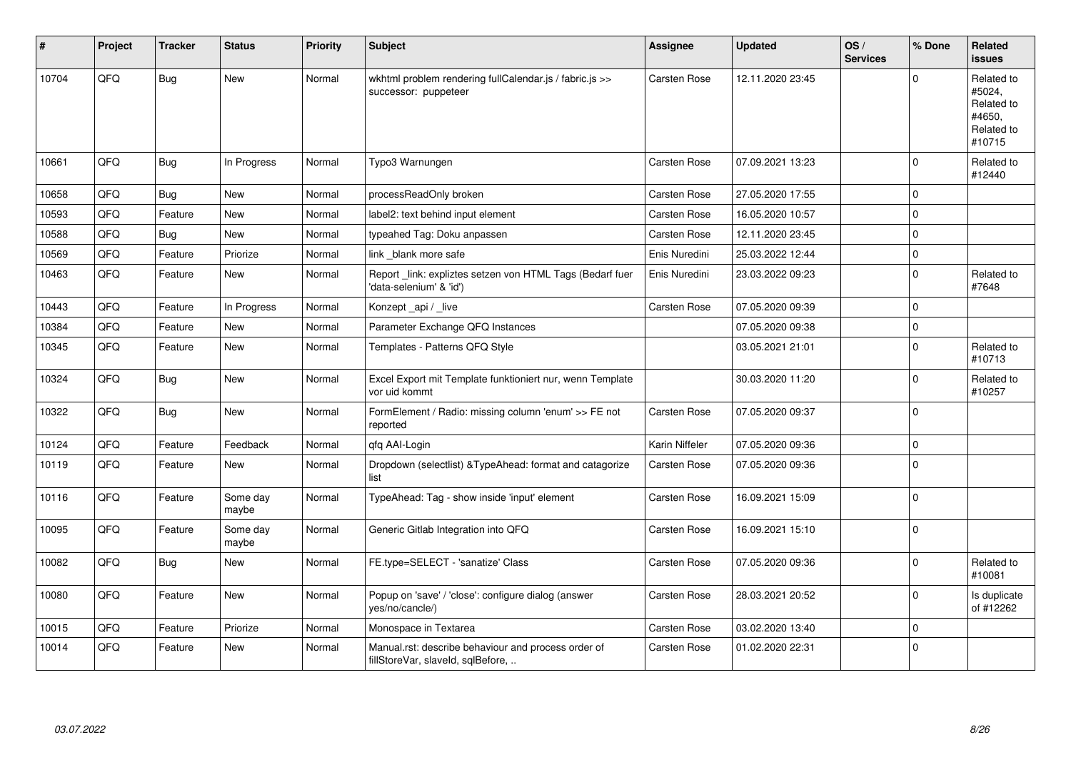| # | Project | Tracker | Status | Priority | Subject | Assignee | Updated | OS / Services | % Done | Related issues |
|---|---|---|---|---|---|---|---|---|---|---|
| 10704 | QFQ | Bug | New | Normal | wkhtml problem rendering fullCalendar.js / fabric.js >> successor: puppeteer | Carsten Rose | 12.11.2020 23:45 | | 0 | Related to #5024, Related to #4650, Related to #10715 |
| 10661 | QFQ | Bug | In Progress | Normal | Typo3 Warnungen | Carsten Rose | 07.09.2021 13:23 | | 0 | Related to #12440 |
| 10658 | QFQ | Bug | New | Normal | processReadOnly broken | Carsten Rose | 27.05.2020 17:55 | | 0 | |
| 10593 | QFQ | Feature | New | Normal | label2: text behind input element | Carsten Rose | 16.05.2020 10:57 | | 0 | |
| 10588 | QFQ | Bug | New | Normal | typeahed Tag: Doku anpassen | Carsten Rose | 12.11.2020 23:45 | | 0 | |
| 10569 | QFQ | Feature | Priorize | Normal | link _blank more safe | Enis Nuredini | 25.03.2022 12:44 | | 0 | |
| 10463 | QFQ | Feature | New | Normal | Report _link: expliztes setzen von HTML Tags (Bedarf fuer 'data-selenium' & 'id') | Enis Nuredini | 23.03.2022 09:23 | | 0 | Related to #7648 |
| 10443 | QFQ | Feature | In Progress | Normal | Konzept _api / _live | Carsten Rose | 07.05.2020 09:39 | | 0 | |
| 10384 | QFQ | Feature | New | Normal | Parameter Exchange QFQ Instances | | 07.05.2020 09:38 | | 0 | |
| 10345 | QFQ | Feature | New | Normal | Templates - Patterns QFQ Style | | 03.05.2021 21:01 | | 0 | Related to #10713 |
| 10324 | QFQ | Bug | New | Normal | Excel Export mit Template funktioniert nur, wenn Template vor uid kommt | | 30.03.2020 11:20 | | 0 | Related to #10257 |
| 10322 | QFQ | Bug | New | Normal | FormElement / Radio: missing column 'enum' >> FE not reported | Carsten Rose | 07.05.2020 09:37 | | 0 | |
| 10124 | QFQ | Feature | Feedback | Normal | qfq AAI-Login | Karin Niffeler | 07.05.2020 09:36 | | 0 | |
| 10119 | QFQ | Feature | New | Normal | Dropdown (selectlist) &TypeAhead: format and catagorize list | Carsten Rose | 07.05.2020 09:36 | | 0 | |
| 10116 | QFQ | Feature | Some day maybe | Normal | TypeAhead: Tag - show inside 'input' element | Carsten Rose | 16.09.2021 15:09 | | 0 | |
| 10095 | QFQ | Feature | Some day maybe | Normal | Generic Gitlab Integration into QFQ | Carsten Rose | 16.09.2021 15:10 | | 0 | |
| 10082 | QFQ | Bug | New | Normal | FE.type=SELECT - 'sanatize' Class | Carsten Rose | 07.05.2020 09:36 | | 0 | Related to #10081 |
| 10080 | QFQ | Feature | New | Normal | Popup on 'save' / 'close': configure dialog (answer yes/no/cancle/) | Carsten Rose | 28.03.2021 20:52 | | 0 | Is duplicate of #12262 |
| 10015 | QFQ | Feature | Priorize | Normal | Monospace in Textarea | Carsten Rose | 03.02.2020 13:40 | | 0 | |
| 10014 | QFQ | Feature | New | Normal | Manual.rst: describe behaviour and process order of fillStoreVar, slaveId, sqlBefore, .. | Carsten Rose | 01.02.2020 22:31 | | 0 | |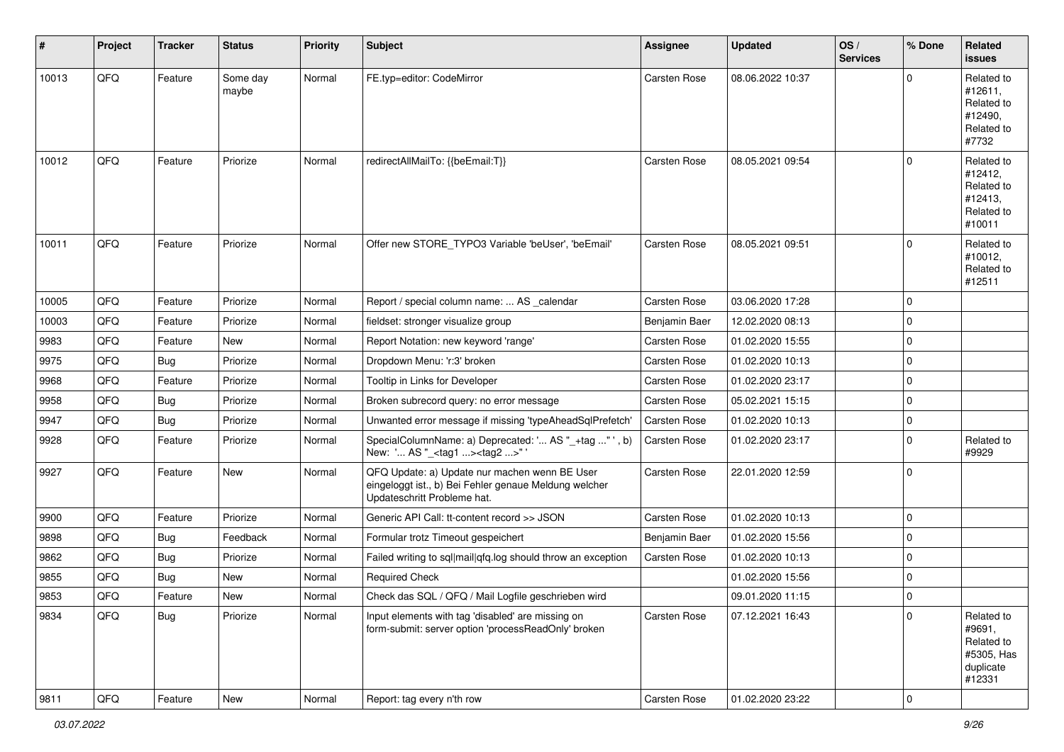| # | Project | Tracker | Status | Priority | Subject | Assignee | Updated | OS / Services | % Done | Related issues |
|---|---|---|---|---|---|---|---|---|---|---|
| 10013 | QFQ | Feature | Some day maybe | Normal | FE.typ=editor: CodeMirror | Carsten Rose | 08.06.2022 10:37 | | 0 | Related to #12611, Related to #12490, Related to #7732 |
| 10012 | QFQ | Feature | Priorize | Normal | redirectAllMailTo: {{beEmail:T}} | Carsten Rose | 08.05.2021 09:54 | | 0 | Related to #12412, Related to #12413, Related to #10011 |
| 10011 | QFQ | Feature | Priorize | Normal | Offer new STORE_TYPO3 Variable 'beUser', 'beEmail' | Carsten Rose | 08.05.2021 09:51 | | 0 | Related to #10012, Related to #12511 |
| 10005 | QFQ | Feature | Priorize | Normal | Report / special column name: ... AS _calendar | Carsten Rose | 03.06.2020 17:28 | | 0 | |
| 10003 | QFQ | Feature | Priorize | Normal | fieldset: stronger visualize group | Benjamin Baer | 12.02.2020 08:13 | | 0 | |
| 9983 | QFQ | Feature | New | Normal | Report Notation: new keyword 'range' | Carsten Rose | 01.02.2020 15:55 | | 0 | |
| 9975 | QFQ | Bug | Priorize | Normal | Dropdown Menu: 'r:3' broken | Carsten Rose | 01.02.2020 10:13 | | 0 | |
| 9968 | QFQ | Feature | Priorize | Normal | Tooltip in Links for Developer | Carsten Rose | 01.02.2020 23:17 | | 0 | |
| 9958 | QFQ | Bug | Priorize | Normal | Broken subrecord query: no error message | Carsten Rose | 05.02.2021 15:15 | | 0 | |
| 9947 | QFQ | Bug | Priorize | Normal | Unwanted error message if missing 'typeAheadSqlPrefetch' | Carsten Rose | 01.02.2020 10:13 | | 0 | |
| 9928 | QFQ | Feature | Priorize | Normal | SpecialColumnName: a) Deprecated: '... AS "_+tag ..." ', b) New: '... AS "_<tag1 ...><tag2 ...>" ' | Carsten Rose | 01.02.2020 23:17 | | 0 | Related to #9929 |
| 9927 | QFQ | Feature | New | Normal | QFQ Update: a) Update nur machen wenn BE User eingeloggt ist., b) Bei Fehler genaue Meldung welcher Updateschritt Probleme hat. | Carsten Rose | 22.01.2020 12:59 | | 0 | |
| 9900 | QFQ | Feature | Priorize | Normal | Generic API Call: tt-content record >> JSON | Carsten Rose | 01.02.2020 10:13 | | 0 | |
| 9898 | QFQ | Bug | Feedback | Normal | Formular trotz Timeout gespeichert | Benjamin Baer | 01.02.2020 15:56 | | 0 | |
| 9862 | QFQ | Bug | Priorize | Normal | Failed writing to sql\|mail\|qfq.log should throw an exception | Carsten Rose | 01.02.2020 10:13 | | 0 | |
| 9855 | QFQ | Bug | New | Normal | Required Check | | 01.02.2020 15:56 | | 0 | |
| 9853 | QFQ | Feature | New | Normal | Check das SQL / QFQ / Mail Logfile geschrieben wird | | 09.01.2020 11:15 | | 0 | |
| 9834 | QFQ | Bug | Priorize | Normal | Input elements with tag 'disabled' are missing on form-submit: server option 'processReadOnly' broken | Carsten Rose | 07.12.2021 16:43 | | 0 | Related to #9691, Related to #5305, Has duplicate #12331 |
| 9811 | QFQ | Feature | New | Normal | Report: tag every n'th row | Carsten Rose | 01.02.2020 23:22 | | 0 | |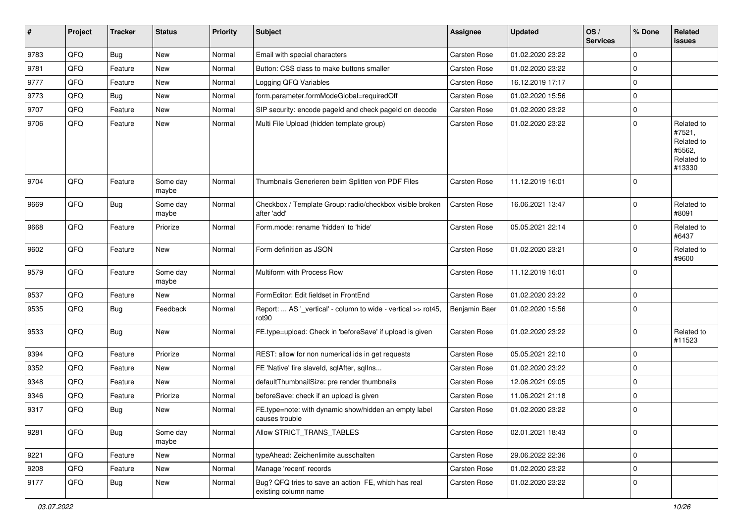| # | Project | Tracker | Status | Priority | Subject | Assignee | Updated | OS / Services | % Done | Related issues |
|---|---|---|---|---|---|---|---|---|---|---|
| 9783 | QFQ | Bug | New | Normal | Email with special characters | Carsten Rose | 01.02.2020 23:22 | | 0 | |
| 9781 | QFQ | Feature | New | Normal | Button: CSS class to make buttons smaller | Carsten Rose | 01.02.2020 23:22 | | 0 | |
| 9777 | QFQ | Feature | New | Normal | Logging QFQ Variables | Carsten Rose | 16.12.2019 17:17 | | 0 | |
| 9773 | QFQ | Bug | New | Normal | form.parameter.formModeGlobal=requiredOff | Carsten Rose | 01.02.2020 15:56 | | 0 | |
| 9707 | QFQ | Feature | New | Normal | SIP security: encode pageId and check pageId on decode | Carsten Rose | 01.02.2020 23:22 | | 0 | |
| 9706 | QFQ | Feature | New | Normal | Multi File Upload (hidden template group) | Carsten Rose | 01.02.2020 23:22 | | 0 | Related to #7521, Related to #5562, Related to #13330 |
| 9704 | QFQ | Feature | Some day maybe | Normal | Thumbnails Generieren beim Splitten von PDF Files | Carsten Rose | 11.12.2019 16:01 | | 0 | |
| 9669 | QFQ | Bug | Some day maybe | Normal | Checkbox / Template Group: radio/checkbox visible broken after 'add' | Carsten Rose | 16.06.2021 13:47 | | 0 | Related to #8091 |
| 9668 | QFQ | Feature | Priorize | Normal | Form.mode: rename 'hidden' to 'hide' | Carsten Rose | 05.05.2021 22:14 | | 0 | Related to #6437 |
| 9602 | QFQ | Feature | New | Normal | Form definition as JSON | Carsten Rose | 01.02.2020 23:21 | | 0 | Related to #9600 |
| 9579 | QFQ | Feature | Some day maybe | Normal | Multiform with Process Row | Carsten Rose | 11.12.2019 16:01 | | 0 | |
| 9537 | QFQ | Feature | New | Normal | FormEditor: Edit fieldset in FrontEnd | Carsten Rose | 01.02.2020 23:22 | | 0 | |
| 9535 | QFQ | Bug | Feedback | Normal | Report: ... AS '_vertical' - column to wide - vertical >> rot45, rot90 | Benjamin Baer | 01.02.2020 15:56 | | 0 | |
| 9533 | QFQ | Bug | New | Normal | FE.type=upload: Check in 'beforeSave' if upload is given | Carsten Rose | 01.02.2020 23:22 | | 0 | Related to #11523 |
| 9394 | QFQ | Feature | Priorize | Normal | REST: allow for non numerical ids in get requests | Carsten Rose | 05.05.2021 22:10 | | 0 | |
| 9352 | QFQ | Feature | New | Normal | FE 'Native' fire slaveId, sqlAfter, sqlIns... | Carsten Rose | 01.02.2020 23:22 | | 0 | |
| 9348 | QFQ | Feature | New | Normal | defaultThumbnailSize: pre render thumbnails | Carsten Rose | 12.06.2021 09:05 | | 0 | |
| 9346 | QFQ | Feature | Priorize | Normal | beforeSave: check if an upload is given | Carsten Rose | 11.06.2021 21:18 | | 0 | |
| 9317 | QFQ | Bug | New | Normal | FE.type=note: with dynamic show/hidden an empty label causes trouble | Carsten Rose | 01.02.2020 23:22 | | 0 | |
| 9281 | QFQ | Bug | Some day maybe | Normal | Allow STRICT_TRANS_TABLES | Carsten Rose | 02.01.2021 18:43 | | 0 | |
| 9221 | QFQ | Feature | New | Normal | typeAhead: Zeichenlimite ausschalten | Carsten Rose | 29.06.2022 22:36 | | 0 | |
| 9208 | QFQ | Feature | New | Normal | Manage 'recent' records | Carsten Rose | 01.02.2020 23:22 | | 0 | |
| 9177 | QFQ | Bug | New | Normal | Bug? QFQ tries to save an action FE, which has real existing column name | Carsten Rose | 01.02.2020 23:22 | | 0 | |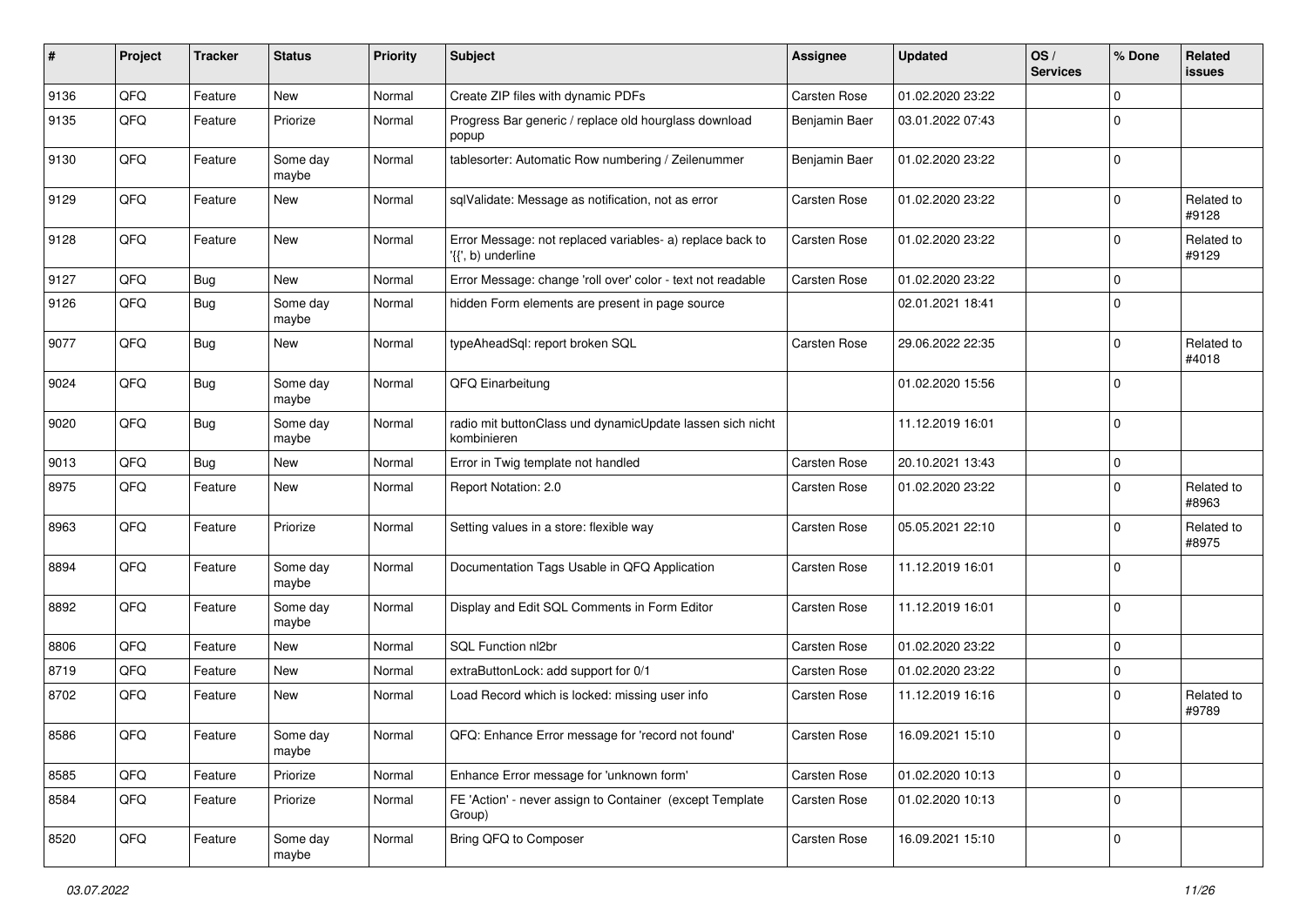| # | Project | Tracker | Status | Priority | Subject | Assignee | Updated | OS / Services | % Done | Related issues |
|---|---|---|---|---|---|---|---|---|---|---|
| 9136 | QFQ | Feature | New | Normal | Create ZIP files with dynamic PDFs | Carsten Rose | 01.02.2020 23:22 | | 0 | |
| 9135 | QFQ | Feature | Priorize | Normal | Progress Bar generic / replace old hourglass download popup | Benjamin Baer | 03.01.2022 07:43 | | 0 | |
| 9130 | QFQ | Feature | Some day maybe | Normal | tablesorter: Automatic Row numbering / Zeilenummer | Benjamin Baer | 01.02.2020 23:22 | | 0 | |
| 9129 | QFQ | Feature | New | Normal | sqlValidate: Message as notification, not as error | Carsten Rose | 01.02.2020 23:22 | | 0 | Related to #9128 |
| 9128 | QFQ | Feature | New | Normal | Error Message: not replaced variables- a) replace back to '{{', b) underline | Carsten Rose | 01.02.2020 23:22 | | 0 | Related to #9129 |
| 9127 | QFQ | Bug | New | Normal | Error Message: change 'roll over' color - text not readable | Carsten Rose | 01.02.2020 23:22 | | 0 | |
| 9126 | QFQ | Bug | Some day maybe | Normal | hidden Form elements are present in page source | | 02.01.2021 18:41 | | 0 | |
| 9077 | QFQ | Bug | New | Normal | typeAheadSql: report broken SQL | Carsten Rose | 29.06.2022 22:35 | | 0 | Related to #4018 |
| 9024 | QFQ | Bug | Some day maybe | Normal | QFQ Einarbeitung | | 01.02.2020 15:56 | | 0 | |
| 9020 | QFQ | Bug | Some day maybe | Normal | radio mit buttonClass und dynamicUpdate lassen sich nicht kombinieren | | 11.12.2019 16:01 | | 0 | |
| 9013 | QFQ | Bug | New | Normal | Error in Twig template not handled | Carsten Rose | 20.10.2021 13:43 | | 0 | |
| 8975 | QFQ | Feature | New | Normal | Report Notation: 2.0 | Carsten Rose | 01.02.2020 23:22 | | 0 | Related to #8963 |
| 8963 | QFQ | Feature | Priorize | Normal | Setting values in a store: flexible way | Carsten Rose | 05.05.2021 22:10 | | 0 | Related to #8975 |
| 8894 | QFQ | Feature | Some day maybe | Normal | Documentation Tags Usable in QFQ Application | Carsten Rose | 11.12.2019 16:01 | | 0 | |
| 8892 | QFQ | Feature | Some day maybe | Normal | Display and Edit SQL Comments in Form Editor | Carsten Rose | 11.12.2019 16:01 | | 0 | |
| 8806 | QFQ | Feature | New | Normal | SQL Function nl2br | Carsten Rose | 01.02.2020 23:22 | | 0 | |
| 8719 | QFQ | Feature | New | Normal | extraButtonLock: add support for 0/1 | Carsten Rose | 01.02.2020 23:22 | | 0 | |
| 8702 | QFQ | Feature | New | Normal | Load Record which is locked: missing user info | Carsten Rose | 11.12.2019 16:16 | | 0 | Related to #9789 |
| 8586 | QFQ | Feature | Some day maybe | Normal | QFQ: Enhance Error message for 'record not found' | Carsten Rose | 16.09.2021 15:10 | | 0 | |
| 8585 | QFQ | Feature | Priorize | Normal | Enhance Error message for 'unknown form' | Carsten Rose | 01.02.2020 10:13 | | 0 | |
| 8584 | QFQ | Feature | Priorize | Normal | FE 'Action' - never assign to Container (except Template Group) | Carsten Rose | 01.02.2020 10:13 | | 0 | |
| 8520 | QFQ | Feature | Some day maybe | Normal | Bring QFQ to Composer | Carsten Rose | 16.09.2021 15:10 | | 0 | |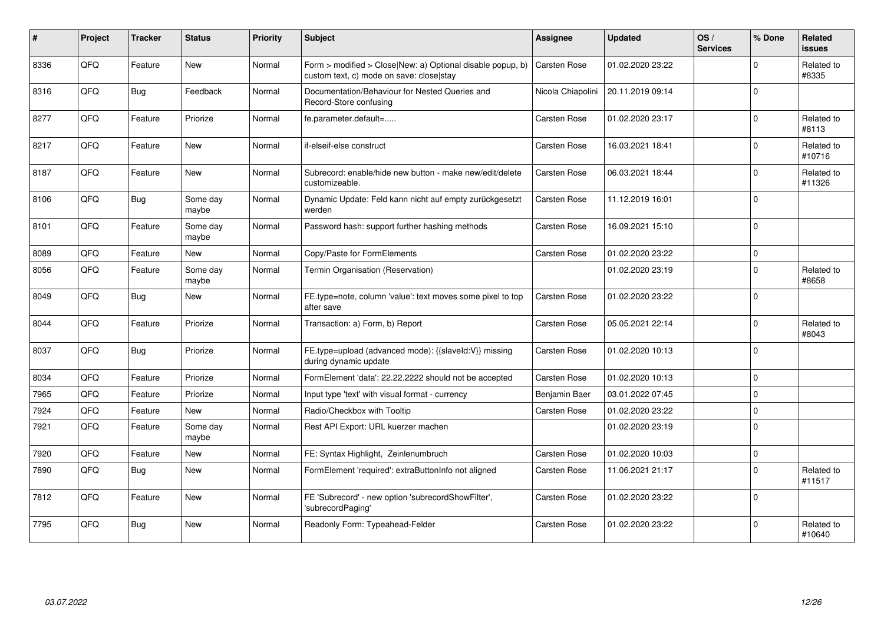| # | Project | Tracker | Status | Priority | Subject | Assignee | Updated | OS / Services | % Done | Related issues |
|---|---|---|---|---|---|---|---|---|---|---|
| 8336 | QFQ | Feature | New | Normal | Form > modified > Close\|New: a) Optional disable popup, b) custom text, c) mode on save: close\|stay | Carsten Rose | 01.02.2020 23:22 | | 0 | Related to #8335 |
| 8316 | QFQ | Bug | Feedback | Normal | Documentation/Behaviour for Nested Queries and Record-Store confusing | Nicola Chiapolini | 20.11.2019 09:14 | | 0 | |
| 8277 | QFQ | Feature | Priorize | Normal | fe.parameter.default=..... | Carsten Rose | 01.02.2020 23:17 | | 0 | Related to #8113 |
| 8217 | QFQ | Feature | New | Normal | if-elseif-else construct | Carsten Rose | 16.03.2021 18:41 | | 0 | Related to #10716 |
| 8187 | QFQ | Feature | New | Normal | Subrecord: enable/hide new button - make new/edit/delete customizeable. | Carsten Rose | 06.03.2021 18:44 | | 0 | Related to #11326 |
| 8106 | QFQ | Bug | Some day maybe | Normal | Dynamic Update: Feld kann nicht auf empty zurückgesetzt werden | Carsten Rose | 11.12.2019 16:01 | | 0 | |
| 8101 | QFQ | Feature | Some day maybe | Normal | Password hash: support further hashing methods | Carsten Rose | 16.09.2021 15:10 | | 0 | |
| 8089 | QFQ | Feature | New | Normal | Copy/Paste for FormElements | Carsten Rose | 01.02.2020 23:22 | | 0 | |
| 8056 | QFQ | Feature | Some day maybe | Normal | Termin Organisation (Reservation) | | 01.02.2020 23:19 | | 0 | Related to #8658 |
| 8049 | QFQ | Bug | New | Normal | FE.type=note, column 'value': text moves some pixel to top after save | Carsten Rose | 01.02.2020 23:22 | | 0 | |
| 8044 | QFQ | Feature | Priorize | Normal | Transaction: a) Form, b) Report | Carsten Rose | 05.05.2021 22:14 | | 0 | Related to #8043 |
| 8037 | QFQ | Bug | Priorize | Normal | FE.type=upload (advanced mode): {{slaveId:V}} missing during dynamic update | Carsten Rose | 01.02.2020 10:13 | | 0 | |
| 8034 | QFQ | Feature | Priorize | Normal | FormElement 'data': 22.22.2222 should not be accepted | Carsten Rose | 01.02.2020 10:13 | | 0 | |
| 7965 | QFQ | Feature | Priorize | Normal | Input type 'text' with visual format - currency | Benjamin Baer | 03.01.2022 07:45 | | 0 | |
| 7924 | QFQ | Feature | New | Normal | Radio/Checkbox with Tooltip | Carsten Rose | 01.02.2020 23:22 | | 0 | |
| 7921 | QFQ | Feature | Some day maybe | Normal | Rest API Export: URL kuerzer machen | | 01.02.2020 23:19 | | 0 | |
| 7920 | QFQ | Feature | New | Normal | FE: Syntax Highlight, Zeinlenumbruch | Carsten Rose | 01.02.2020 10:03 | | 0 | |
| 7890 | QFQ | Bug | New | Normal | FormElement 'required': extraButtonInfo not aligned | Carsten Rose | 11.06.2021 21:17 | | 0 | Related to #11517 |
| 7812 | QFQ | Feature | New | Normal | FE 'Subrecord' - new option 'subrecordShowFilter', 'subrecordPaging' | Carsten Rose | 01.02.2020 23:22 | | 0 | |
| 7795 | QFQ | Bug | New | Normal | Readonly Form: Typeahead-Felder | Carsten Rose | 01.02.2020 23:22 | | 0 | Related to #10640 |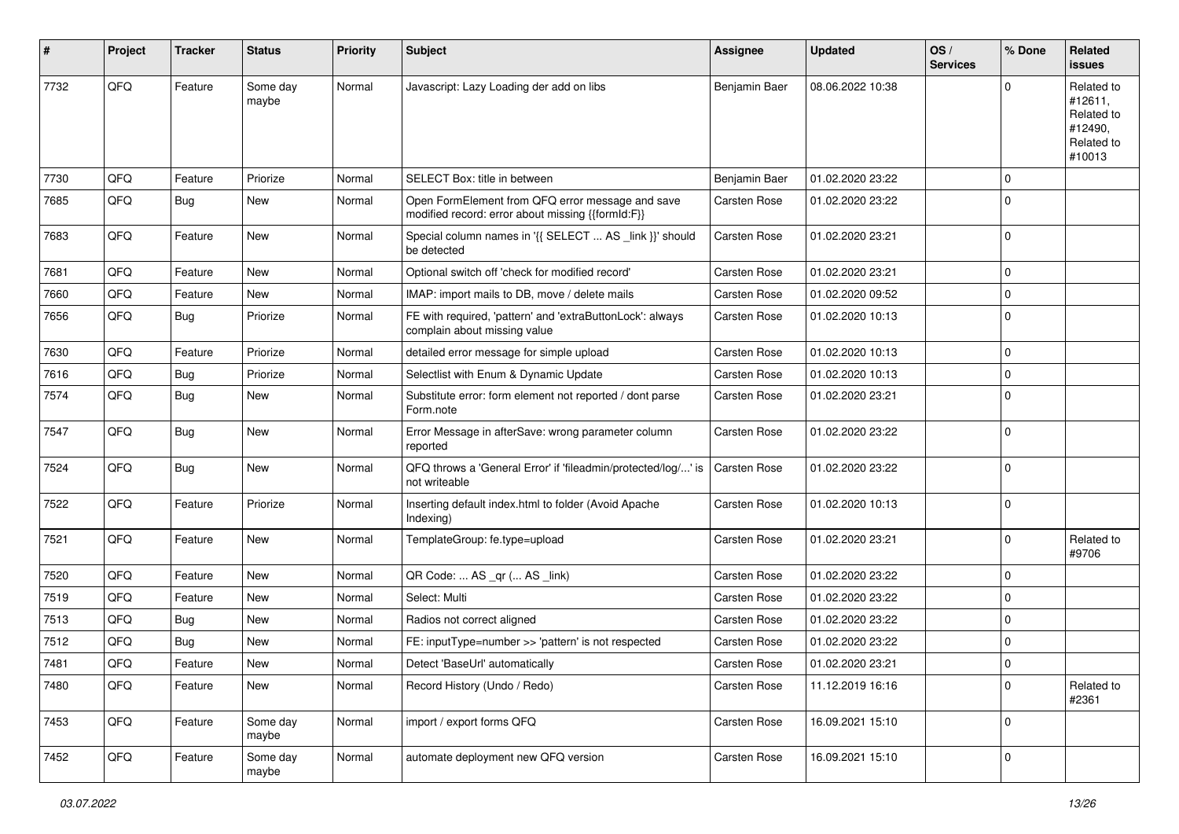| # | Project | Tracker | Status | Priority | Subject | Assignee | Updated | OS / Services | % Done | Related issues |
|---|---|---|---|---|---|---|---|---|---|---|
| 7732 | QFQ | Feature | Some day maybe | Normal | Javascript: Lazy Loading der add on libs | Benjamin Baer | 08.06.2022 10:38 | | 0 | Related to #12611, Related to #12490, Related to #10013 |
| 7730 | QFQ | Feature | Priorize | Normal | SELECT Box: title in between | Benjamin Baer | 01.02.2020 23:22 | | 0 | |
| 7685 | QFQ | Bug | New | Normal | Open FormElement from QFQ error message and save modified record: error about missing {{formId:F}} | Carsten Rose | 01.02.2020 23:22 | | 0 | |
| 7683 | QFQ | Feature | New | Normal | Special column names in '{{ SELECT ... AS _link }}' should be detected | Carsten Rose | 01.02.2020 23:21 | | 0 | |
| 7681 | QFQ | Feature | New | Normal | Optional switch off 'check for modified record' | Carsten Rose | 01.02.2020 23:21 | | 0 | |
| 7660 | QFQ | Feature | New | Normal | IMAP: import mails to DB, move / delete mails | Carsten Rose | 01.02.2020 09:52 | | 0 | |
| 7656 | QFQ | Bug | Priorize | Normal | FE with required, 'pattern' and 'extraButtonLock': always complain about missing value | Carsten Rose | 01.02.2020 10:13 | | 0 | |
| 7630 | QFQ | Feature | Priorize | Normal | detailed error message for simple upload | Carsten Rose | 01.02.2020 10:13 | | 0 | |
| 7616 | QFQ | Bug | Priorize | Normal | Selectlist with Enum & Dynamic Update | Carsten Rose | 01.02.2020 10:13 | | 0 | |
| 7574 | QFQ | Bug | New | Normal | Substitute error: form element not reported / dont parse Form.note | Carsten Rose | 01.02.2020 23:21 | | 0 | |
| 7547 | QFQ | Bug | New | Normal | Error Message in afterSave: wrong parameter column reported | Carsten Rose | 01.02.2020 23:22 | | 0 | |
| 7524 | QFQ | Bug | New | Normal | QFQ throws a 'General Error' if 'fileadmin/protected/log/...' is not writeable | Carsten Rose | 01.02.2020 23:22 | | 0 | |
| 7522 | QFQ | Feature | Priorize | Normal | Inserting default index.html to folder (Avoid Apache Indexing) | Carsten Rose | 01.02.2020 10:13 | | 0 | |
| 7521 | QFQ | Feature | New | Normal | TemplateGroup: fe.type=upload | Carsten Rose | 01.02.2020 23:21 | | 0 | Related to #9706 |
| 7520 | QFQ | Feature | New | Normal | QR Code: ... AS _qr (... AS _link) | Carsten Rose | 01.02.2020 23:22 | | 0 | |
| 7519 | QFQ | Feature | New | Normal | Select: Multi | Carsten Rose | 01.02.2020 23:22 | | 0 | |
| 7513 | QFQ | Bug | New | Normal | Radios not correct aligned | Carsten Rose | 01.02.2020 23:22 | | 0 | |
| 7512 | QFQ | Bug | New | Normal | FE: inputType=number >> 'pattern' is not respected | Carsten Rose | 01.02.2020 23:22 | | 0 | |
| 7481 | QFQ | Feature | New | Normal | Detect 'BaseUrl' automatically | Carsten Rose | 01.02.2020 23:21 | | 0 | |
| 7480 | QFQ | Feature | New | Normal | Record History (Undo / Redo) | Carsten Rose | 11.12.2019 16:16 | | 0 | Related to #2361 |
| 7453 | QFQ | Feature | Some day maybe | Normal | import / export forms QFQ | Carsten Rose | 16.09.2021 15:10 | | 0 | |
| 7452 | QFQ | Feature | Some day maybe | Normal | automate deployment new QFQ version | Carsten Rose | 16.09.2021 15:10 | | 0 | |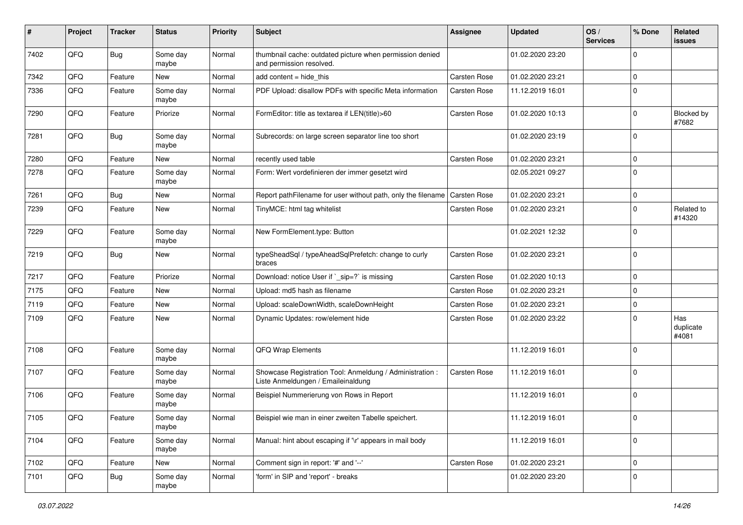| # | Project | Tracker | Status | Priority | Subject | Assignee | Updated | OS / Services | % Done | Related issues |
|---|---|---|---|---|---|---|---|---|---|---|
| 7402 | QFQ | Bug | Some day maybe | Normal | thumbnail cache: outdated picture when permission denied and permission resolved. | | 01.02.2020 23:20 | | 0 | |
| 7342 | QFQ | Feature | New | Normal | add content = hide_this | Carsten Rose | 01.02.2020 23:21 | | 0 | |
| 7336 | QFQ | Feature | Some day maybe | Normal | PDF Upload: disallow PDFs with specific Meta information | Carsten Rose | 11.12.2019 16:01 | | 0 | |
| 7290 | QFQ | Feature | Priorize | Normal | FormEditor: title as textarea if LEN(title)>60 | Carsten Rose | 01.02.2020 10:13 | | 0 | Blocked by #7682 |
| 7281 | QFQ | Bug | Some day maybe | Normal | Subrecords: on large screen separator line too short | | 01.02.2020 23:19 | | 0 | |
| 7280 | QFQ | Feature | New | Normal | recently used table | Carsten Rose | 01.02.2020 23:21 | | 0 | |
| 7278 | QFQ | Feature | Some day maybe | Normal | Form: Wert vordefinieren der immer gesetzt wird | | 02.05.2021 09:27 | | 0 | |
| 7261 | QFQ | Bug | New | Normal | Report pathFilename for user without path, only the filename | Carsten Rose | 01.02.2020 23:21 | | 0 | |
| 7239 | QFQ | Feature | New | Normal | TinyMCE: html tag whitelist | Carsten Rose | 01.02.2020 23:21 | | 0 | Related to #14320 |
| 7229 | QFQ | Feature | Some day maybe | Normal | New FormElement.type: Button | | 01.02.2021 12:32 | | 0 | |
| 7219 | QFQ | Bug | New | Normal | typeSheadSql / typeAheadSqlPrefetch: change to curly braces | Carsten Rose | 01.02.2020 23:21 | | 0 | |
| 7217 | QFQ | Feature | Priorize | Normal | Download: notice User if `_sip=?` is missing | Carsten Rose | 01.02.2020 10:13 | | 0 | |
| 7175 | QFQ | Feature | New | Normal | Upload: md5 hash as filename | Carsten Rose | 01.02.2020 23:21 | | 0 | |
| 7119 | QFQ | Feature | New | Normal | Upload: scaleDownWidth, scaleDownHeight | Carsten Rose | 01.02.2020 23:21 | | 0 | |
| 7109 | QFQ | Feature | New | Normal | Dynamic Updates: row/element hide | Carsten Rose | 01.02.2020 23:22 | | 0 | Has duplicate #4081 |
| 7108 | QFQ | Feature | Some day maybe | Normal | QFQ Wrap Elements | | 11.12.2019 16:01 | | 0 | |
| 7107 | QFQ | Feature | Some day maybe | Normal | Showcase Registration Tool: Anmeldung / Administration : Liste Anmeldungen / Emaileinaldung | Carsten Rose | 11.12.2019 16:01 | | 0 | |
| 7106 | QFQ | Feature | Some day maybe | Normal | Beispiel Nummerierung von Rows in Report | | 11.12.2019 16:01 | | 0 | |
| 7105 | QFQ | Feature | Some day maybe | Normal | Beispiel wie man in einer zweiten Tabelle speichert. | | 11.12.2019 16:01 | | 0 | |
| 7104 | QFQ | Feature | Some day maybe | Normal | Manual: hint about escaping if '\r' appears in mail body | | 11.12.2019 16:01 | | 0 | |
| 7102 | QFQ | Feature | New | Normal | Comment sign in report: '#' and '--' | Carsten Rose | 01.02.2020 23:21 | | 0 | |
| 7101 | QFQ | Bug | Some day maybe | Normal | 'form' in SIP and 'report' - breaks | | 01.02.2020 23:20 | | 0 | |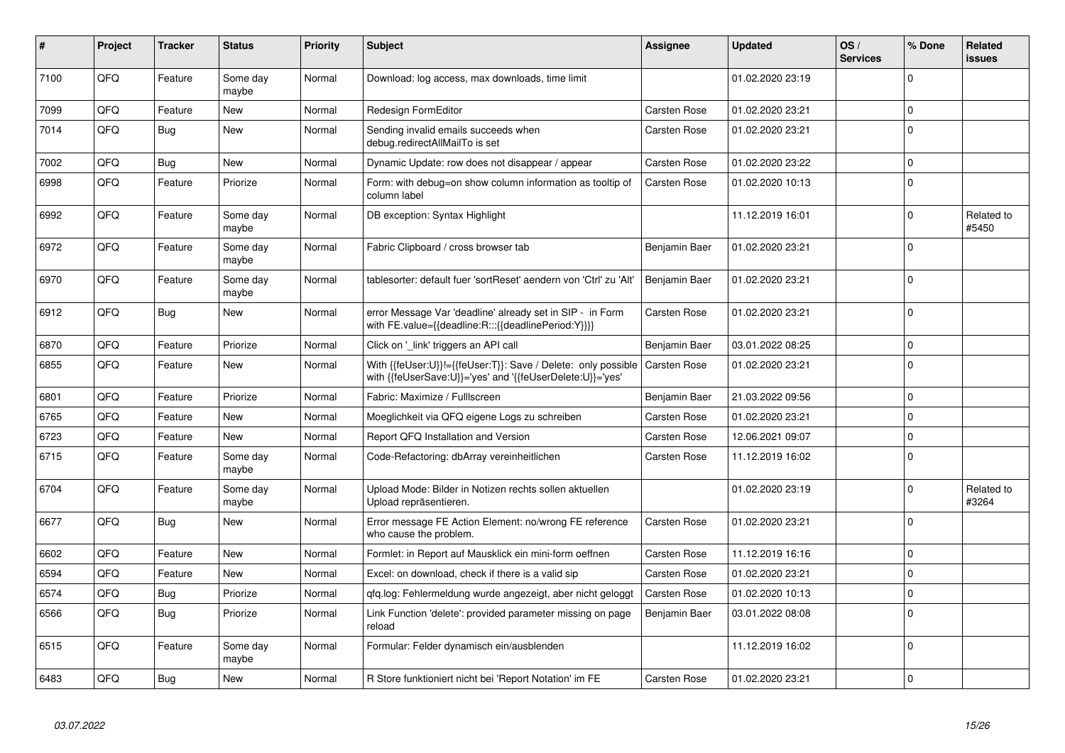| # | Project | Tracker | Status | Priority | Subject | Assignee | Updated | OS / Services | % Done | Related issues |
|---|---|---|---|---|---|---|---|---|---|---|
| 7100 | QFQ | Feature | Some day maybe | Normal | Download: log access, max downloads, time limit | | 01.02.2020 23:19 | | 0 | |
| 7099 | QFQ | Feature | New | Normal | Redesign FormEditor | Carsten Rose | 01.02.2020 23:21 | | 0 | |
| 7014 | QFQ | Bug | New | Normal | Sending invalid emails succeeds when debug.redirectAllMailTo is set | Carsten Rose | 01.02.2020 23:21 | | 0 | |
| 7002 | QFQ | Bug | New | Normal | Dynamic Update: row does not disappear / appear | Carsten Rose | 01.02.2020 23:22 | | 0 | |
| 6998 | QFQ | Feature | Priorize | Normal | Form: with debug=on show column information as tooltip of column label | Carsten Rose | 01.02.2020 10:13 | | 0 | |
| 6992 | QFQ | Feature | Some day maybe | Normal | DB exception: Syntax Highlight | | 11.12.2019 16:01 | | 0 | Related to #5450 |
| 6972 | QFQ | Feature | Some day maybe | Normal | Fabric Clipboard / cross browser tab | Benjamin Baer | 01.02.2020 23:21 | | 0 | |
| 6970 | QFQ | Feature | Some day maybe | Normal | tablesorter: default fuer 'sortReset' aendern von 'Ctrl' zu 'Alt' | Benjamin Baer | 01.02.2020 23:21 | | 0 | |
| 6912 | QFQ | Bug | New | Normal | error Message Var 'deadline' already set in SIP - in Form with FE.value={{deadline:R:::{{deadlinePeriod:Y}}}} | Carsten Rose | 01.02.2020 23:21 | | 0 | |
| 6870 | QFQ | Feature | Priorize | Normal | Click on '_link' triggers an API call | Benjamin Baer | 03.01.2022 08:25 | | 0 | |
| 6855 | QFQ | Feature | New | Normal | With {{feUser:U}}!={{feUser:T}}: Save / Delete: only possible with {{feUserSave:U}}='yes' and '{{feUserDelete:U}}='yes' | Carsten Rose | 01.02.2020 23:21 | | 0 | |
| 6801 | QFQ | Feature | Priorize | Normal | Fabric: Maximize / Fulllscreen | Benjamin Baer | 21.03.2022 09:56 | | 0 | |
| 6765 | QFQ | Feature | New | Normal | Moeglichkeit via QFQ eigene Logs zu schreiben | Carsten Rose | 01.02.2020 23:21 | | 0 | |
| 6723 | QFQ | Feature | New | Normal | Report QFQ Installation and Version | Carsten Rose | 12.06.2021 09:07 | | 0 | |
| 6715 | QFQ | Feature | Some day maybe | Normal | Code-Refactoring: dbArray vereinheitlichen | Carsten Rose | 11.12.2019 16:02 | | 0 | |
| 6704 | QFQ | Feature | Some day maybe | Normal | Upload Mode: Bilder in Notizen rechts sollen aktuellen Upload repräsentieren. | | 01.02.2020 23:19 | | 0 | Related to #3264 |
| 6677 | QFQ | Bug | New | Normal | Error message FE Action Element: no/wrong FE reference who cause the problem. | Carsten Rose | 01.02.2020 23:21 | | 0 | |
| 6602 | QFQ | Feature | New | Normal | Formlet: in Report auf Mausklick ein mini-form oeffnen | Carsten Rose | 11.12.2019 16:16 | | 0 | |
| 6594 | QFQ | Feature | New | Normal | Excel: on download, check if there is a valid sip | Carsten Rose | 01.02.2020 23:21 | | 0 | |
| 6574 | QFQ | Bug | Priorize | Normal | qfq.log: Fehlermeldung wurde angezeigt, aber nicht geloggt | Carsten Rose | 01.02.2020 10:13 | | 0 | |
| 6566 | QFQ | Bug | Priorize | Normal | Link Function 'delete': provided parameter missing on page reload | Benjamin Baer | 03.01.2022 08:08 | | 0 | |
| 6515 | QFQ | Feature | Some day maybe | Normal | Formular: Felder dynamisch ein/ausblenden | | 11.12.2019 16:02 | | 0 | |
| 6483 | QFQ | Bug | New | Normal | R Store funktioniert nicht bei 'Report Notation' im FE | Carsten Rose | 01.02.2020 23:21 | | 0 | |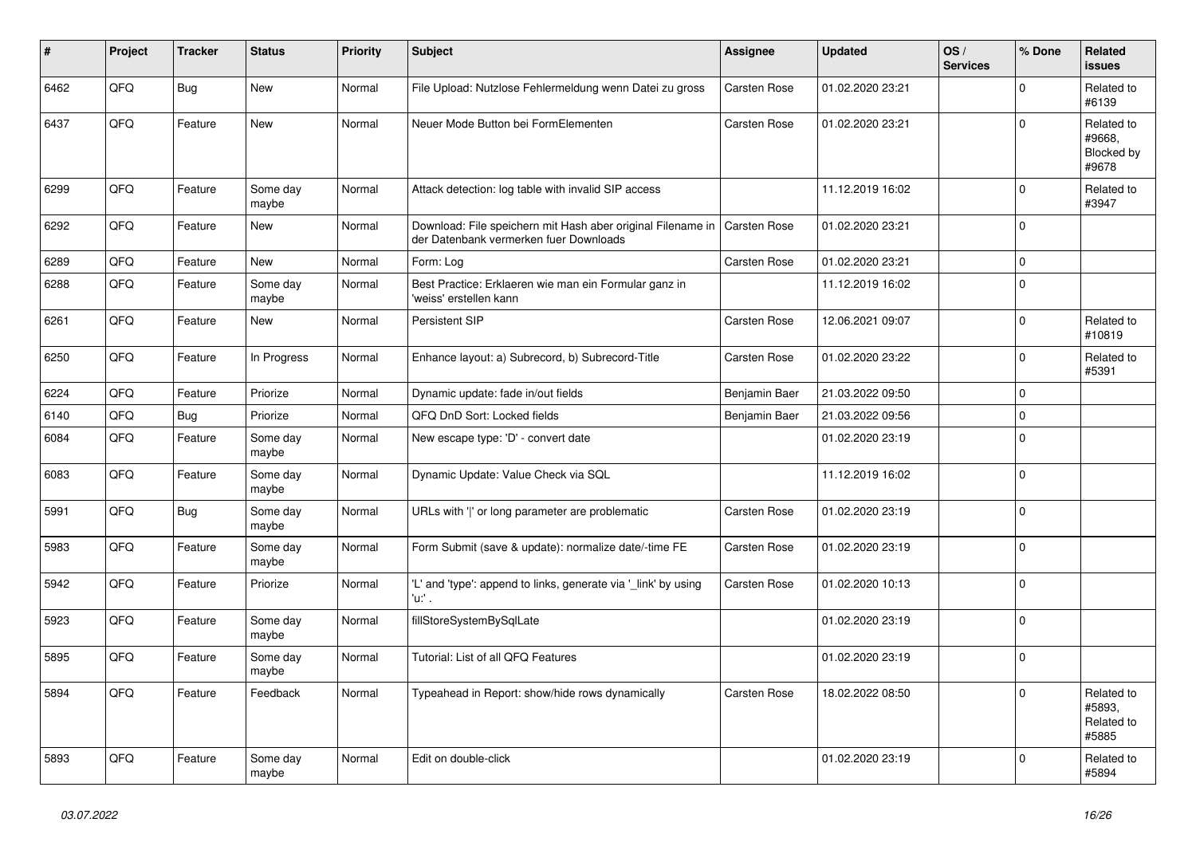| # | Project | Tracker | Status | Priority | Subject | Assignee | Updated | OS / Services | % Done | Related issues |
|---|---|---|---|---|---|---|---|---|---|---|
| 6462 | QFQ | Bug | New | Normal | File Upload: Nutzlose Fehlermeldung wenn Datei zu gross | Carsten Rose | 01.02.2020 23:21 | | 0 | Related to #6139 |
| 6437 | QFQ | Feature | New | Normal | Neuer Mode Button bei FormElementen | Carsten Rose | 01.02.2020 23:21 | | 0 | Related to #9668, Blocked by #9678 |
| 6299 | QFQ | Feature | Some day maybe | Normal | Attack detection: log table with invalid SIP access | | 11.12.2019 16:02 | | 0 | Related to #3947 |
| 6292 | QFQ | Feature | New | Normal | Download: File speichern mit Hash aber original Filename in der Datenbank vermerken fuer Downloads | Carsten Rose | 01.02.2020 23:21 | | 0 | |
| 6289 | QFQ | Feature | New | Normal | Form: Log | Carsten Rose | 01.02.2020 23:21 | | 0 | |
| 6288 | QFQ | Feature | Some day maybe | Normal | Best Practice: Erklaeren wie man ein Formular ganz in 'weiss' erstellen kann | | 11.12.2019 16:02 | | 0 | |
| 6261 | QFQ | Feature | New | Normal | Persistent SIP | Carsten Rose | 12.06.2021 09:07 | | 0 | Related to #10819 |
| 6250 | QFQ | Feature | In Progress | Normal | Enhance layout: a) Subrecord, b) Subrecord-Title | Carsten Rose | 01.02.2020 23:22 | | 0 | Related to #5391 |
| 6224 | QFQ | Feature | Priorize | Normal | Dynamic update: fade in/out fields | Benjamin Baer | 21.03.2022 09:50 | | 0 | |
| 6140 | QFQ | Bug | Priorize | Normal | QFQ DnD Sort: Locked fields | Benjamin Baer | 21.03.2022 09:56 | | 0 | |
| 6084 | QFQ | Feature | Some day maybe | Normal | New escape type: 'D' - convert date | | 01.02.2020 23:19 | | 0 | |
| 6083 | QFQ | Feature | Some day maybe | Normal | Dynamic Update: Value Check via SQL | | 11.12.2019 16:02 | | 0 | |
| 5991 | QFQ | Bug | Some day maybe | Normal | URLs with '\|' or long parameter are problematic | Carsten Rose | 01.02.2020 23:19 | | 0 | |
| 5983 | QFQ | Feature | Some day maybe | Normal | Form Submit (save & update): normalize date/-time FE | Carsten Rose | 01.02.2020 23:19 | | 0 | |
| 5942 | QFQ | Feature | Priorize | Normal | 'L' and 'type': append to links, generate via '_link' by using 'u:' . | Carsten Rose | 01.02.2020 10:13 | | 0 | |
| 5923 | QFQ | Feature | Some day maybe | Normal | fillStoreSystemBySqlLate | | 01.02.2020 23:19 | | 0 | |
| 5895 | QFQ | Feature | Some day maybe | Normal | Tutorial: List of all QFQ Features | | 01.02.2020 23:19 | | 0 | |
| 5894 | QFQ | Feature | Feedback | Normal | Typeahead in Report: show/hide rows dynamically | Carsten Rose | 18.02.2022 08:50 | | 0 | Related to #5893, Related to #5885 |
| 5893 | QFQ | Feature | Some day maybe | Normal | Edit on double-click | | 01.02.2020 23:19 | | 0 | Related to #5894 |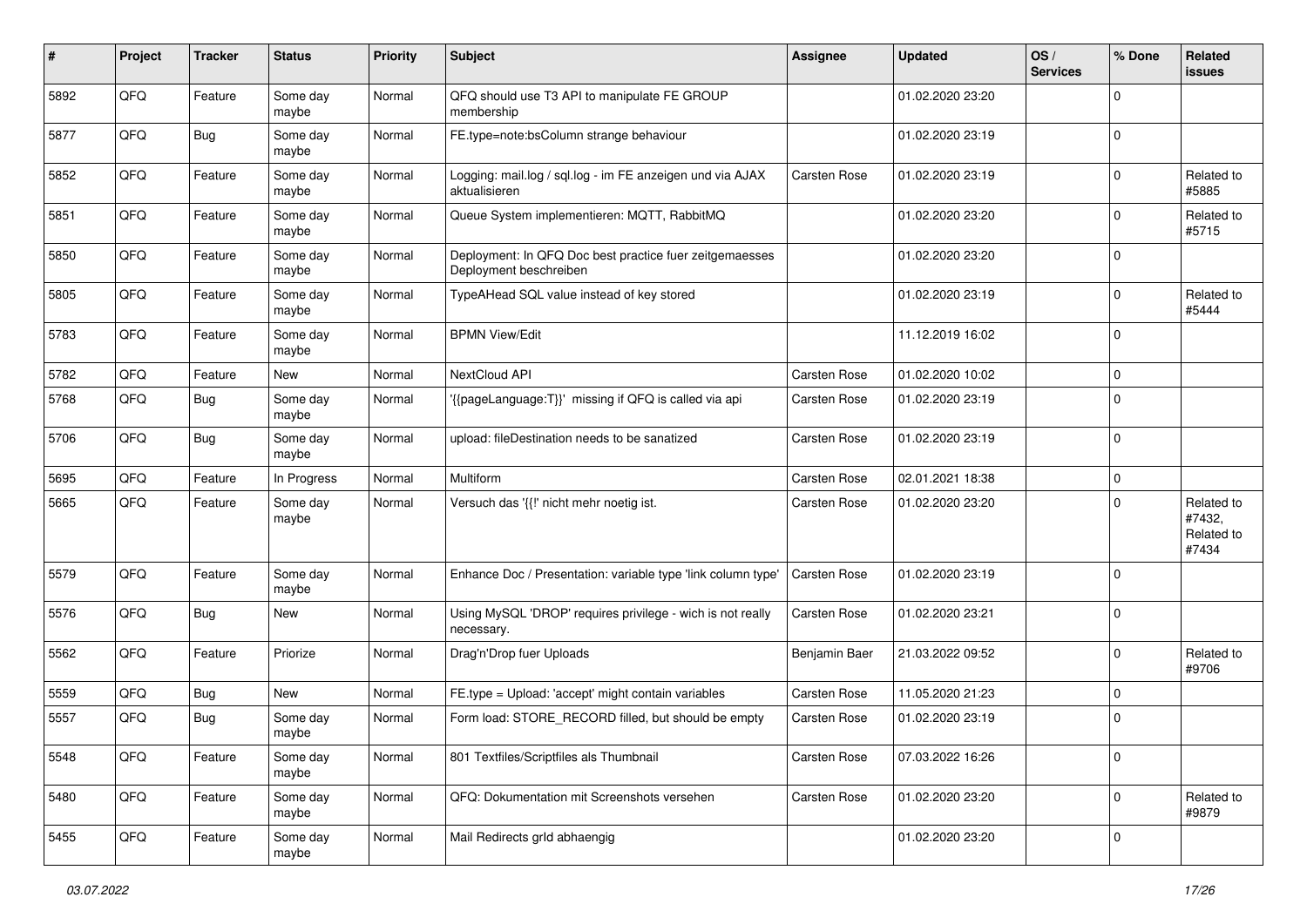| # | Project | Tracker | Status | Priority | Subject | Assignee | Updated | OS / Services | % Done | Related issues |
|---|---|---|---|---|---|---|---|---|---|---|
| 5892 | QFQ | Feature | Some day maybe | Normal | QFQ should use T3 API to manipulate FE GROUP membership | | 01.02.2020 23:20 | | 0 | |
| 5877 | QFQ | Bug | Some day maybe | Normal | FE.type=note:bsColumn strange behaviour | | 01.02.2020 23:19 | | 0 | |
| 5852 | QFQ | Feature | Some day maybe | Normal | Logging: mail.log / sql.log - im FE anzeigen und via AJAX aktualisieren | Carsten Rose | 01.02.2020 23:19 | | 0 | Related to #5885 |
| 5851 | QFQ | Feature | Some day maybe | Normal | Queue System implementieren: MQTT, RabbitMQ | | 01.02.2020 23:20 | | 0 | Related to #5715 |
| 5850 | QFQ | Feature | Some day maybe | Normal | Deployment: In QFQ Doc best practice fuer zeitgemaesses Deployment beschreiben | | 01.02.2020 23:20 | | 0 | |
| 5805 | QFQ | Feature | Some day maybe | Normal | TypeAHead SQL value instead of key stored | | 01.02.2020 23:19 | | 0 | Related to #5444 |
| 5783 | QFQ | Feature | Some day maybe | Normal | BPMN View/Edit | | 11.12.2019 16:02 | | 0 | |
| 5782 | QFQ | Feature | New | Normal | NextCloud API | Carsten Rose | 01.02.2020 10:02 | | 0 | |
| 5768 | QFQ | Bug | Some day maybe | Normal | '{{pageLanguage:T}}' missing if QFQ is called via api | Carsten Rose | 01.02.2020 23:19 | | 0 | |
| 5706 | QFQ | Bug | Some day maybe | Normal | upload: fileDestination needs to be sanatized | Carsten Rose | 01.02.2020 23:19 | | 0 | |
| 5695 | QFQ | Feature | In Progress | Normal | Multiform | Carsten Rose | 02.01.2021 18:38 | | 0 | |
| 5665 | QFQ | Feature | Some day maybe | Normal | Versuch das '{{!' nicht mehr noetig ist. | Carsten Rose | 01.02.2020 23:20 | | 0 | Related to #7432, Related to #7434 |
| 5579 | QFQ | Feature | Some day maybe | Normal | Enhance Doc / Presentation: variable type 'link column type' | Carsten Rose | 01.02.2020 23:19 | | 0 | |
| 5576 | QFQ | Bug | New | Normal | Using MySQL 'DROP' requires privilege - wich is not really necessary. | Carsten Rose | 01.02.2020 23:21 | | 0 | |
| 5562 | QFQ | Feature | Priorize | Normal | Drag'n'Drop fuer Uploads | Benjamin Baer | 21.03.2022 09:52 | | 0 | Related to #9706 |
| 5559 | QFQ | Bug | New | Normal | FE.type = Upload: 'accept' might contain variables | Carsten Rose | 11.05.2020 21:23 | | 0 | |
| 5557 | QFQ | Bug | Some day maybe | Normal | Form load: STORE_RECORD filled, but should be empty | Carsten Rose | 01.02.2020 23:19 | | 0 | |
| 5548 | QFQ | Feature | Some day maybe | Normal | 801 Textfiles/Scriptfiles als Thumbnail | Carsten Rose | 07.03.2022 16:26 | | 0 | |
| 5480 | QFQ | Feature | Some day maybe | Normal | QFQ: Dokumentation mit Screenshots versehen | Carsten Rose | 01.02.2020 23:20 | | 0 | Related to #9879 |
| 5455 | QFQ | Feature | Some day maybe | Normal | Mail Redirects grId abhaengig | | 01.02.2020 23:20 | | 0 | |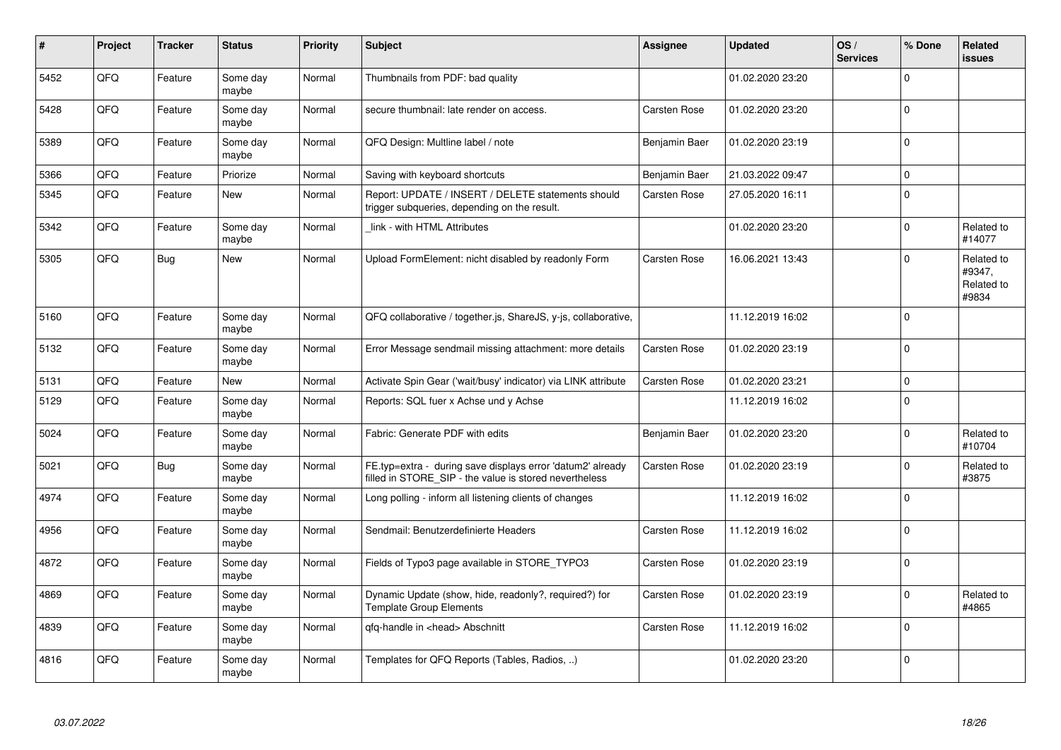| # | Project | Tracker | Status | Priority | Subject | Assignee | Updated | OS / Services | % Done | Related issues |
|---|---|---|---|---|---|---|---|---|---|---|
| 5452 | QFQ | Feature | Some day maybe | Normal | Thumbnails from PDF: bad quality | | 01.02.2020 23:20 | | 0 | |
| 5428 | QFQ | Feature | Some day maybe | Normal | secure thumbnail: late render on access. | Carsten Rose | 01.02.2020 23:20 | | 0 | |
| 5389 | QFQ | Feature | Some day maybe | Normal | QFQ Design: Multline label / note | Benjamin Baer | 01.02.2020 23:19 | | 0 | |
| 5366 | QFQ | Feature | Priorize | Normal | Saving with keyboard shortcuts | Benjamin Baer | 21.03.2022 09:47 | | 0 | |
| 5345 | QFQ | Feature | New | Normal | Report: UPDATE / INSERT / DELETE statements should trigger subqueries, depending on the result. | Carsten Rose | 27.05.2020 16:11 | | 0 | |
| 5342 | QFQ | Feature | Some day maybe | Normal | _link - with HTML Attributes | | 01.02.2020 23:20 | | 0 | Related to #14077 |
| 5305 | QFQ | Bug | New | Normal | Upload FormElement: nicht disabled by readonly Form | Carsten Rose | 16.06.2021 13:43 | | 0 | Related to #9347, Related to #9834 |
| 5160 | QFQ | Feature | Some day maybe | Normal | QFQ collaborative / together.js, ShareJS, y-js, collaborative, | | 11.12.2019 16:02 | | 0 | |
| 5132 | QFQ | Feature | Some day maybe | Normal | Error Message sendmail missing attachment: more details | Carsten Rose | 01.02.2020 23:19 | | 0 | |
| 5131 | QFQ | Feature | New | Normal | Activate Spin Gear ('wait/busy' indicator) via LINK attribute | Carsten Rose | 01.02.2020 23:21 | | 0 | |
| 5129 | QFQ | Feature | Some day maybe | Normal | Reports: SQL fuer x Achse und y Achse | | 11.12.2019 16:02 | | 0 | |
| 5024 | QFQ | Feature | Some day maybe | Normal | Fabric: Generate PDF with edits | Benjamin Baer | 01.02.2020 23:20 | | 0 | Related to #10704 |
| 5021 | QFQ | Bug | Some day maybe | Normal | FE.typ=extra - during save displays error 'datum2' already filled in STORE_SIP - the value is stored nevertheless | Carsten Rose | 01.02.2020 23:19 | | 0 | Related to #3875 |
| 4974 | QFQ | Feature | Some day maybe | Normal | Long polling - inform all listening clients of changes | | 11.12.2019 16:02 | | 0 | |
| 4956 | QFQ | Feature | Some day maybe | Normal | Sendmail: Benutzerdefinierte Headers | Carsten Rose | 11.12.2019 16:02 | | 0 | |
| 4872 | QFQ | Feature | Some day maybe | Normal | Fields of Typo3 page available in STORE_TYPO3 | Carsten Rose | 01.02.2020 23:19 | | 0 | |
| 4869 | QFQ | Feature | Some day maybe | Normal | Dynamic Update (show, hide, readonly?, required?) for Template Group Elements | Carsten Rose | 01.02.2020 23:19 | | 0 | Related to #4865 |
| 4839 | QFQ | Feature | Some day maybe | Normal | qfq-handle in <head> Abschnitt | Carsten Rose | 11.12.2019 16:02 | | 0 | |
| 4816 | QFQ | Feature | Some day maybe | Normal | Templates for QFQ Reports (Tables, Radios, ..) | | 01.02.2020 23:20 | | 0 | |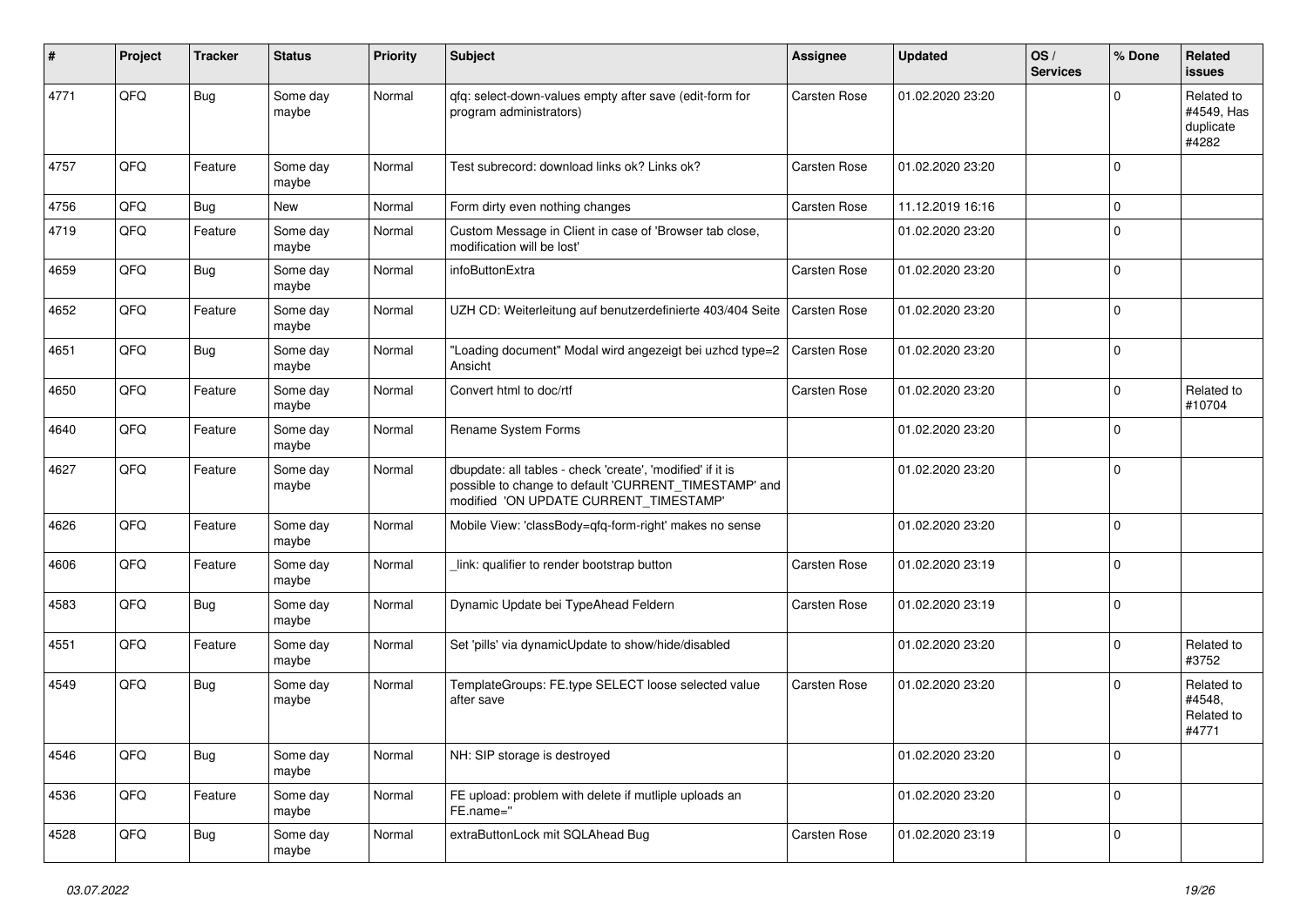| # | Project | Tracker | Status | Priority | Subject | Assignee | Updated | OS / Services | % Done | Related issues |
|---|---|---|---|---|---|---|---|---|---|---|
| 4771 | QFQ | Bug | Some day maybe | Normal | qfq: select-down-values empty after save (edit-form for program administrators) | Carsten Rose | 01.02.2020 23:20 | | 0 | Related to #4549, Has duplicate #4282 |
| 4757 | QFQ | Feature | Some day maybe | Normal | Test subrecord: download links ok? Links ok? | Carsten Rose | 01.02.2020 23:20 | | 0 | |
| 4756 | QFQ | Bug | New | Normal | Form dirty even nothing changes | Carsten Rose | 11.12.2019 16:16 | | 0 | |
| 4719 | QFQ | Feature | Some day maybe | Normal | Custom Message in Client in case of 'Browser tab close, modification will be lost' | | 01.02.2020 23:20 | | 0 | |
| 4659 | QFQ | Bug | Some day maybe | Normal | infoButtonExtra | Carsten Rose | 01.02.2020 23:20 | | 0 | |
| 4652 | QFQ | Feature | Some day maybe | Normal | UZH CD: Weiterleitung auf benutzerdefinierte 403/404 Seite | Carsten Rose | 01.02.2020 23:20 | | 0 | |
| 4651 | QFQ | Bug | Some day maybe | Normal | "Loading document" Modal wird angezeigt bei uzhcd type=2 Ansicht | Carsten Rose | 01.02.2020 23:20 | | 0 | |
| 4650 | QFQ | Feature | Some day maybe | Normal | Convert html to doc/rtf | Carsten Rose | 01.02.2020 23:20 | | 0 | Related to #10704 |
| 4640 | QFQ | Feature | Some day maybe | Normal | Rename System Forms | | 01.02.2020 23:20 | | 0 | |
| 4627 | QFQ | Feature | Some day maybe | Normal | dbupdate: all tables - check 'create', 'modified' if it is possible to change to default 'CURRENT_TIMESTAMP' and modified 'ON UPDATE CURRENT_TIMESTAMP' | | 01.02.2020 23:20 | | 0 | |
| 4626 | QFQ | Feature | Some day maybe | Normal | Mobile View: 'classBody=qfq-form-right' makes no sense | | 01.02.2020 23:20 | | 0 | |
| 4606 | QFQ | Feature | Some day maybe | Normal | _link: qualifier to render bootstrap button | Carsten Rose | 01.02.2020 23:19 | | 0 | |
| 4583 | QFQ | Bug | Some day maybe | Normal | Dynamic Update bei TypeAhead Feldern | Carsten Rose | 01.02.2020 23:19 | | 0 | |
| 4551 | QFQ | Feature | Some day maybe | Normal | Set 'pills' via dynamicUpdate to show/hide/disabled | | 01.02.2020 23:20 | | 0 | Related to #3752 |
| 4549 | QFQ | Bug | Some day maybe | Normal | TemplateGroups: FE.type SELECT loose selected value after save | Carsten Rose | 01.02.2020 23:20 | | 0 | Related to #4548, Related to #4771 |
| 4546 | QFQ | Bug | Some day maybe | Normal | NH: SIP storage is destroyed | | 01.02.2020 23:20 | | 0 | |
| 4536 | QFQ | Feature | Some day maybe | Normal | FE upload: problem with delete if mutliple uploads an FE.name='' | | 01.02.2020 23:20 | | 0 | |
| 4528 | QFQ | Bug | Some day maybe | Normal | extraButtonLock mit SQLAhead Bug | Carsten Rose | 01.02.2020 23:19 | | 0 | |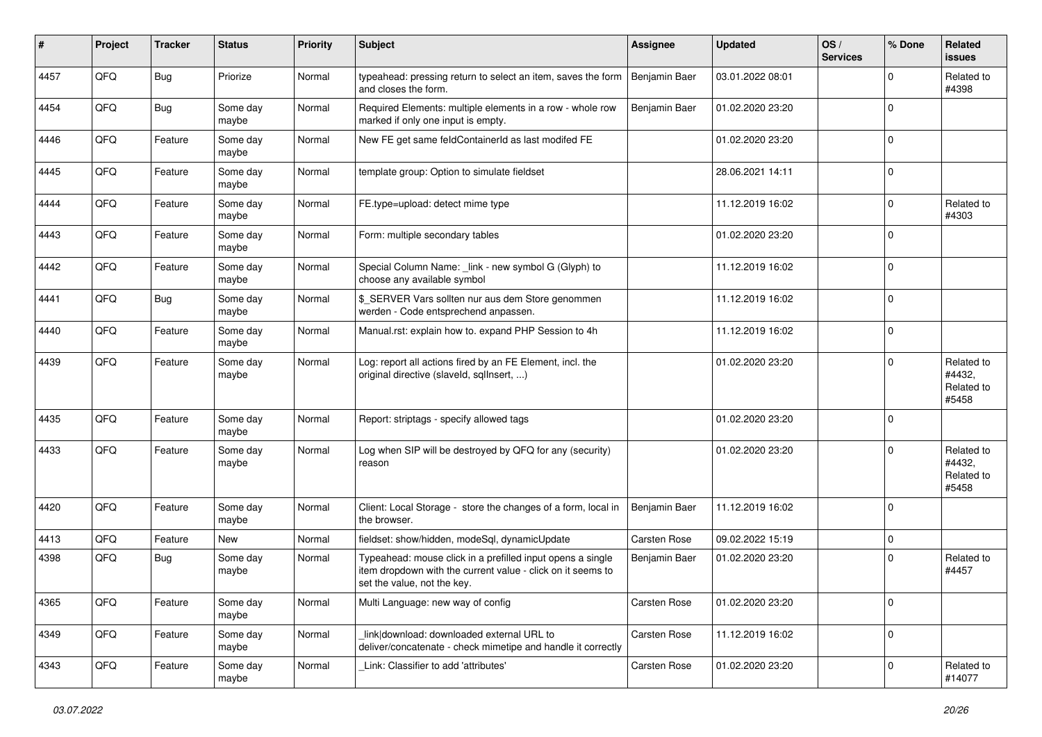| # | Project | Tracker | Status | Priority | Subject | Assignee | Updated | OS / Services | % Done | Related issues |
|---|---|---|---|---|---|---|---|---|---|---|
| 4457 | QFQ | Bug | Priorize | Normal | typeahead: pressing return to select an item, saves the form and closes the form. | Benjamin Baer | 03.01.2022 08:01 | | 0 | Related to #4398 |
| 4454 | QFQ | Bug | Some day maybe | Normal | Required Elements: multiple elements in a row - whole row marked if only one input is empty. | Benjamin Baer | 01.02.2020 23:20 | | 0 | |
| 4446 | QFQ | Feature | Some day maybe | Normal | New FE get same feldContainerId as last modifed FE | | 01.02.2020 23:20 | | 0 | |
| 4445 | QFQ | Feature | Some day maybe | Normal | template group: Option to simulate fieldset | | 28.06.2021 14:11 | | 0 | |
| 4444 | QFQ | Feature | Some day maybe | Normal | FE.type=upload: detect mime type | | 11.12.2019 16:02 | | 0 | Related to #4303 |
| 4443 | QFQ | Feature | Some day maybe | Normal | Form: multiple secondary tables | | 01.02.2020 23:20 | | 0 | |
| 4442 | QFQ | Feature | Some day maybe | Normal | Special Column Name: _link - new symbol G (Glyph) to choose any available symbol | | 11.12.2019 16:02 | | 0 | |
| 4441 | QFQ | Bug | Some day maybe | Normal | $_SERVER Vars sollten nur aus dem Store genommen werden - Code entsprechend anpassen. | | 11.12.2019 16:02 | | 0 | |
| 4440 | QFQ | Feature | Some day maybe | Normal | Manual.rst: explain how to. expand PHP Session to 4h | | 11.12.2019 16:02 | | 0 | |
| 4439 | QFQ | Feature | Some day maybe | Normal | Log: report all actions fired by an FE Element, incl. the original directive (slaveId, sqlInsert, ...) | | 01.02.2020 23:20 | | 0 | Related to #4432, Related to #5458 |
| 4435 | QFQ | Feature | Some day maybe | Normal | Report: striptags - specify allowed tags | | 01.02.2020 23:20 | | 0 | |
| 4433 | QFQ | Feature | Some day maybe | Normal | Log when SIP will be destroyed by QFQ for any (security) reason | | 01.02.2020 23:20 | | 0 | Related to #4432, Related to #5458 |
| 4420 | QFQ | Feature | Some day maybe | Normal | Client: Local Storage - store the changes of a form, local in the browser. | Benjamin Baer | 11.12.2019 16:02 | | 0 | |
| 4413 | QFQ | Feature | New | Normal | fieldset: show/hidden, modeSql, dynamicUpdate | Carsten Rose | 09.02.2022 15:19 | | 0 | |
| 4398 | QFQ | Bug | Some day maybe | Normal | Typeahead: mouse click in a prefilled input opens a single item dropdown with the current value - click on it seems to set the value, not the key. | Benjamin Baer | 01.02.2020 23:20 | | 0 | Related to #4457 |
| 4365 | QFQ | Feature | Some day maybe | Normal | Multi Language: new way of config | Carsten Rose | 01.02.2020 23:20 | | 0 | |
| 4349 | QFQ | Feature | Some day maybe | Normal | _link\|download: downloaded external URL to deliver/concatenate - check mimetipe and handle it correctly | Carsten Rose | 11.12.2019 16:02 | | 0 | |
| 4343 | QFQ | Feature | Some day maybe | Normal | _Link: Classifier to add 'attributes' | Carsten Rose | 01.02.2020 23:20 | | 0 | Related to #14077 |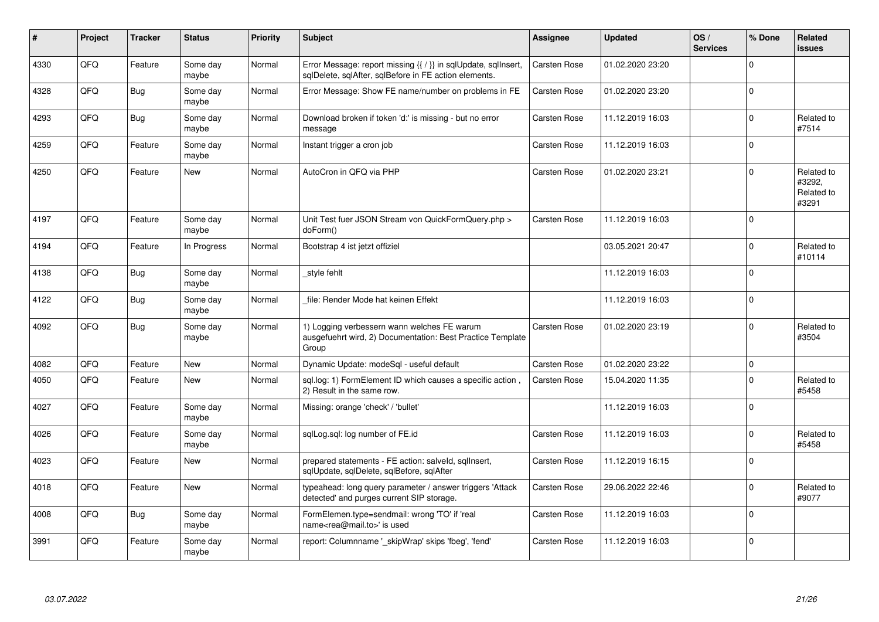| # | Project | Tracker | Status | Priority | Subject | Assignee | Updated | OS / Services | % Done | Related issues |
|---|---|---|---|---|---|---|---|---|---|---|
| 4330 | QFQ | Feature | Some day maybe | Normal | Error Message: report missing {{ / }} in sqlUpdate, sqlInsert, sqlDelete, sqlAfter, sqlBefore in FE action elements. | Carsten Rose | 01.02.2020 23:20 | | 0 | |
| 4328 | QFQ | Bug | Some day maybe | Normal | Error Message: Show FE name/number on problems in FE | Carsten Rose | 01.02.2020 23:20 | | 0 | |
| 4293 | QFQ | Bug | Some day maybe | Normal | Download broken if token 'd:' is missing - but no error message | Carsten Rose | 11.12.2019 16:03 | | 0 | Related to #7514 |
| 4259 | QFQ | Feature | Some day maybe | Normal | Instant trigger a cron job | Carsten Rose | 11.12.2019 16:03 | | 0 | |
| 4250 | QFQ | Feature | New | Normal | AutoCron in QFQ via PHP | Carsten Rose | 01.02.2020 23:21 | | 0 | Related to #3292, Related to #3291 |
| 4197 | QFQ | Feature | Some day maybe | Normal | Unit Test fuer JSON Stream von QuickFormQuery.php > doForm() | Carsten Rose | 11.12.2019 16:03 | | 0 | |
| 4194 | QFQ | Feature | In Progress | Normal | Bootstrap 4 ist jetzt offiziel | | 03.05.2021 20:47 | | 0 | Related to #10114 |
| 4138 | QFQ | Bug | Some day maybe | Normal | _style fehlt | | 11.12.2019 16:03 | | 0 | |
| 4122 | QFQ | Bug | Some day maybe | Normal | _file: Render Mode hat keinen Effekt | | 11.12.2019 16:03 | | 0 | |
| 4092 | QFQ | Bug | Some day maybe | Normal | 1) Logging verbessern wann welches FE warum ausgefuehrt wird, 2) Documentation: Best Practice Template Group | Carsten Rose | 01.02.2020 23:19 | | 0 | Related to #3504 |
| 4082 | QFQ | Feature | New | Normal | Dynamic Update: modeSql - useful default | Carsten Rose | 01.02.2020 23:22 | | 0 | |
| 4050 | QFQ | Feature | New | Normal | sql.log: 1) FormElement ID which causes a specific action , 2) Result in the same row. | Carsten Rose | 15.04.2020 11:35 | | 0 | Related to #5458 |
| 4027 | QFQ | Feature | Some day maybe | Normal | Missing: orange 'check' / 'bullet' | | 11.12.2019 16:03 | | 0 | |
| 4026 | QFQ | Feature | Some day maybe | Normal | sqlLog.sql: log number of FE.id | Carsten Rose | 11.12.2019 16:03 | | 0 | Related to #5458 |
| 4023 | QFQ | Feature | New | Normal | prepared statements - FE action: salveld, sqlInsert, sqlUpdate, sqlDelete, sqlBefore, sqlAfter | Carsten Rose | 11.12.2019 16:15 | | 0 | |
| 4018 | QFQ | Feature | New | Normal | typeahead: long query parameter / answer triggers 'Attack detected' and purges current SIP storage. | Carsten Rose | 29.06.2022 22:46 | | 0 | Related to #9077 |
| 4008 | QFQ | Bug | Some day maybe | Normal | FormElemen.type=sendmail: wrong 'TO' if 'real name<rea@mail.to>' is used | Carsten Rose | 11.12.2019 16:03 | | 0 | |
| 3991 | QFQ | Feature | Some day maybe | Normal | report: Columnname '_skipWrap' skips 'fbeg', 'fend' | Carsten Rose | 11.12.2019 16:03 | | 0 | |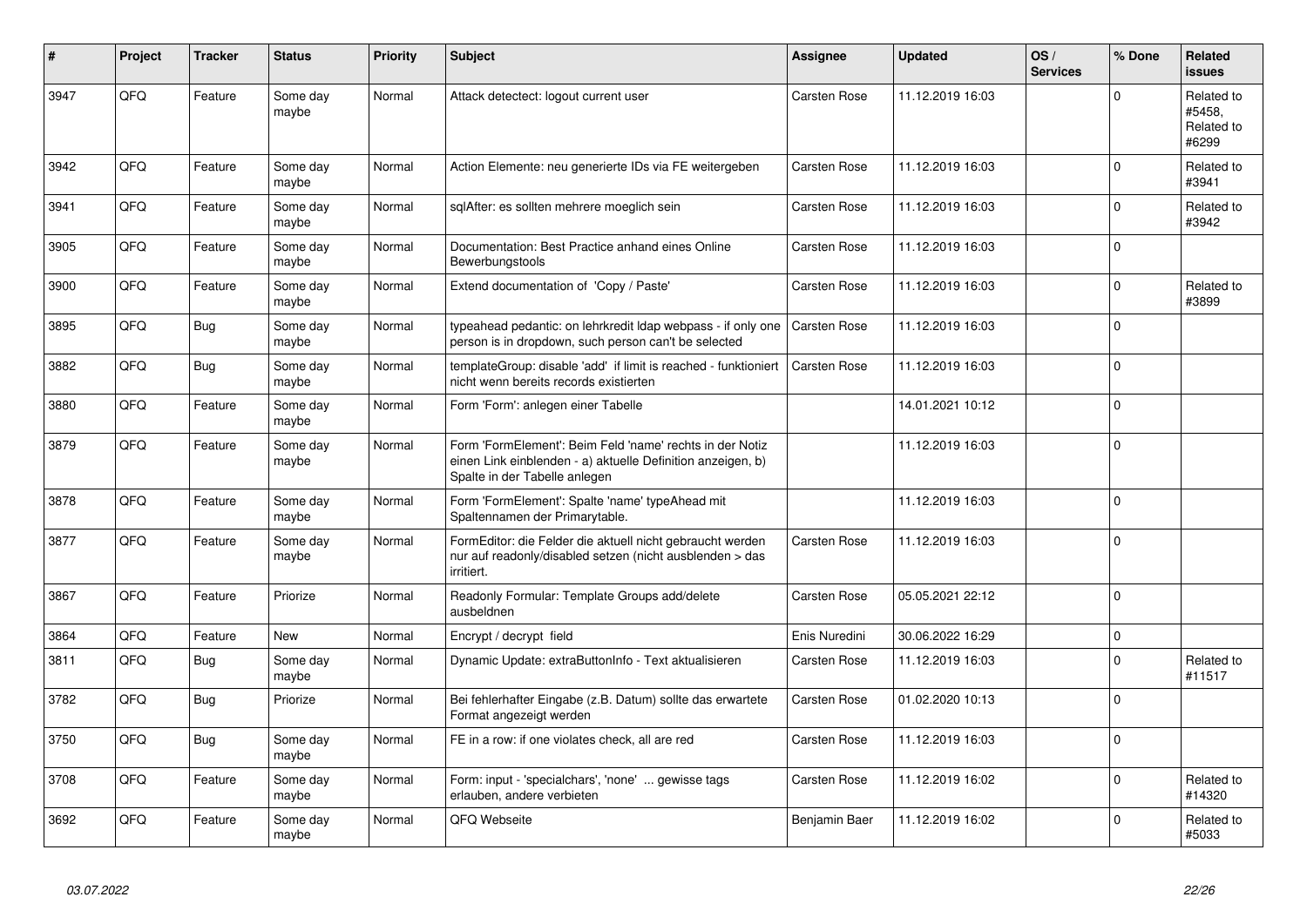| # | Project | Tracker | Status | Priority | Subject | Assignee | Updated | OS / Services | % Done | Related issues |
|---|---|---|---|---|---|---|---|---|---|---|
| 3947 | QFQ | Feature | Some day maybe | Normal | Attack detectect: logout current user | Carsten Rose | 11.12.2019 16:03 | | 0 | Related to #5458, Related to #6299 |
| 3942 | QFQ | Feature | Some day maybe | Normal | Action Elemente: neu generierte IDs via FE weitergeben | Carsten Rose | 11.12.2019 16:03 | | 0 | Related to #3941 |
| 3941 | QFQ | Feature | Some day maybe | Normal | sqlAfter: es sollten mehrere moeglich sein | Carsten Rose | 11.12.2019 16:03 | | 0 | Related to #3942 |
| 3905 | QFQ | Feature | Some day maybe | Normal | Documentation: Best Practice anhand eines Online Bewerbungstools | Carsten Rose | 11.12.2019 16:03 | | 0 | |
| 3900 | QFQ | Feature | Some day maybe | Normal | Extend documentation of 'Copy / Paste' | Carsten Rose | 11.12.2019 16:03 | | 0 | Related to #3899 |
| 3895 | QFQ | Bug | Some day maybe | Normal | typeahead pedantic: on lehrkredit ldap webpass - if only one person is in dropdown, such person can't be selected | Carsten Rose | 11.12.2019 16:03 | | 0 | |
| 3882 | QFQ | Bug | Some day maybe | Normal | templateGroup: disable 'add' if limit is reached - funktioniert nicht wenn bereits records existierten | Carsten Rose | 11.12.2019 16:03 | | 0 | |
| 3880 | QFQ | Feature | Some day maybe | Normal | Form 'Form': anlegen einer Tabelle | | 14.01.2021 10:12 | | 0 | |
| 3879 | QFQ | Feature | Some day maybe | Normal | Form 'FormElement': Beim Feld 'name' rechts in der Notiz einen Link einblenden - a) aktuelle Definition anzeigen, b) Spalte in der Tabelle anlegen | | 11.12.2019 16:03 | | 0 | |
| 3878 | QFQ | Feature | Some day maybe | Normal | Form 'FormElement': Spalte 'name' typeAhead mit Spaltennamen der Primarytable. | | 11.12.2019 16:03 | | 0 | |
| 3877 | QFQ | Feature | Some day maybe | Normal | FormEditor: die Felder die aktuell nicht gebraucht werden nur auf readonly/disabled setzen (nicht ausblenden > das irritiert. | Carsten Rose | 11.12.2019 16:03 | | 0 | |
| 3867 | QFQ | Feature | Priorize | Normal | Readonly Formular: Template Groups add/delete ausbeldnen | Carsten Rose | 05.05.2021 22:12 | | 0 | |
| 3864 | QFQ | Feature | New | Normal | Encrypt / decrypt field | Enis Nuredini | 30.06.2022 16:29 | | 0 | |
| 3811 | QFQ | Bug | Some day maybe | Normal | Dynamic Update: extraButtonInfo - Text aktualisieren | Carsten Rose | 11.12.2019 16:03 | | 0 | Related to #11517 |
| 3782 | QFQ | Bug | Priorize | Normal | Bei fehlerhafter Eingabe (z.B. Datum) sollte das erwartete Format angezeigt werden | Carsten Rose | 01.02.2020 10:13 | | 0 | |
| 3750 | QFQ | Bug | Some day maybe | Normal | FE in a row: if one violates check, all are red | Carsten Rose | 11.12.2019 16:03 | | 0 | |
| 3708 | QFQ | Feature | Some day maybe | Normal | Form: input - 'specialchars', 'none' ... gewisse tags erlauben, andere verbieten | Carsten Rose | 11.12.2019 16:02 | | 0 | Related to #14320 |
| 3692 | QFQ | Feature | Some day maybe | Normal | QFQ Webseite | Benjamin Baer | 11.12.2019 16:02 | | 0 | Related to #5033 |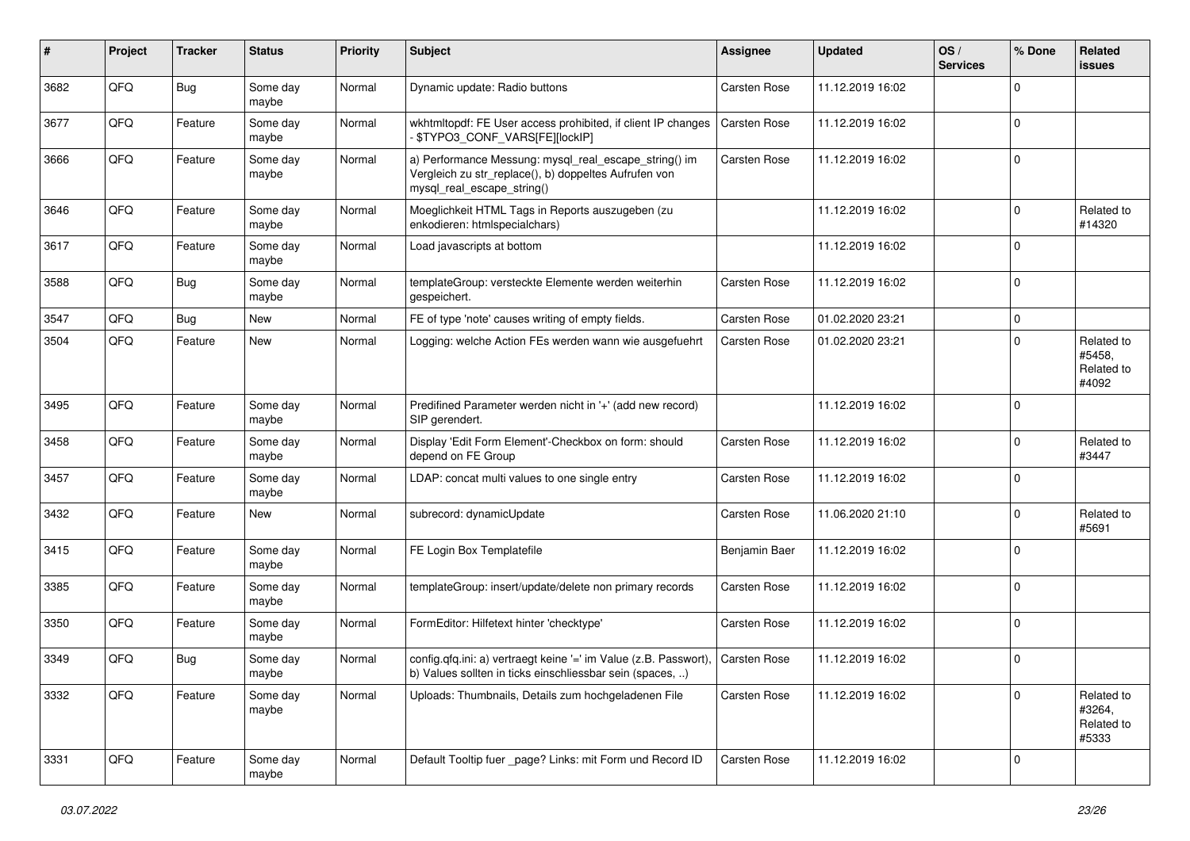| # | Project | Tracker | Status | Priority | Subject | Assignee | Updated | OS / Services | % Done | Related issues |
|---|---|---|---|---|---|---|---|---|---|---|
| 3682 | QFQ | Bug | Some day maybe | Normal | Dynamic update: Radio buttons | Carsten Rose | 11.12.2019 16:02 | | 0 | |
| 3677 | QFQ | Feature | Some day maybe | Normal | wkhtmltopdf: FE User access prohibited, if client IP changes - $TYPO3_CONF_VARS[FE][lockIP] | Carsten Rose | 11.12.2019 16:02 | | 0 | |
| 3666 | QFQ | Feature | Some day maybe | Normal | a) Performance Messung: mysql_real_escape_string() im Vergleich zu str_replace(), b) doppeltes Aufrufen von mysql_real_escape_string() | Carsten Rose | 11.12.2019 16:02 | | 0 | |
| 3646 | QFQ | Feature | Some day maybe | Normal | Moeglichkeit HTML Tags in Reports auszugeben (zu enkodieren: htmlspecialchars) | | 11.12.2019 16:02 | | 0 | Related to #14320 |
| 3617 | QFQ | Feature | Some day maybe | Normal | Load javascripts at bottom | | 11.12.2019 16:02 | | 0 | |
| 3588 | QFQ | Bug | Some day maybe | Normal | templateGroup: versteckte Elemente werden weiterhin gespeichert. | Carsten Rose | 11.12.2019 16:02 | | 0 | |
| 3547 | QFQ | Bug | New | Normal | FE of type 'note' causes writing of empty fields. | Carsten Rose | 01.02.2020 23:21 | | 0 | |
| 3504 | QFQ | Feature | New | Normal | Logging: welche Action FEs werden wann wie ausgefuehrt | Carsten Rose | 01.02.2020 23:21 | | 0 | Related to #5458, Related to #4092 |
| 3495 | QFQ | Feature | Some day maybe | Normal | Predifined Parameter werden nicht in '+' (add new record) SIP gerendert. | | 11.12.2019 16:02 | | 0 | |
| 3458 | QFQ | Feature | Some day maybe | Normal | Display 'Edit Form Element'-Checkbox on form: should depend on FE Group | Carsten Rose | 11.12.2019 16:02 | | 0 | Related to #3447 |
| 3457 | QFQ | Feature | Some day maybe | Normal | LDAP: concat multi values to one single entry | Carsten Rose | 11.12.2019 16:02 | | 0 | |
| 3432 | QFQ | Feature | New | Normal | subrecord: dynamicUpdate | Carsten Rose | 11.06.2020 21:10 | | 0 | Related to #5691 |
| 3415 | QFQ | Feature | Some day maybe | Normal | FE Login Box Templatefile | Benjamin Baer | 11.12.2019 16:02 | | 0 | |
| 3385 | QFQ | Feature | Some day maybe | Normal | templateGroup: insert/update/delete non primary records | Carsten Rose | 11.12.2019 16:02 | | 0 | |
| 3350 | QFQ | Feature | Some day maybe | Normal | FormEditor: Hilfetext hinter 'checktype' | Carsten Rose | 11.12.2019 16:02 | | 0 | |
| 3349 | QFQ | Bug | Some day maybe | Normal | config.qfq.ini: a) vertraegt keine '=' im Value (z.B. Passwort), b) Values sollten in ticks einschliessbar sein (spaces, ..) | Carsten Rose | 11.12.2019 16:02 | | 0 | |
| 3332 | QFQ | Feature | Some day maybe | Normal | Uploads: Thumbnails, Details zum hochgeladenen File | Carsten Rose | 11.12.2019 16:02 | | 0 | Related to #3264, Related to #5333 |
| 3331 | QFQ | Feature | Some day maybe | Normal | Default Tooltip fuer _page? Links: mit Form und Record ID | Carsten Rose | 11.12.2019 16:02 | | 0 | |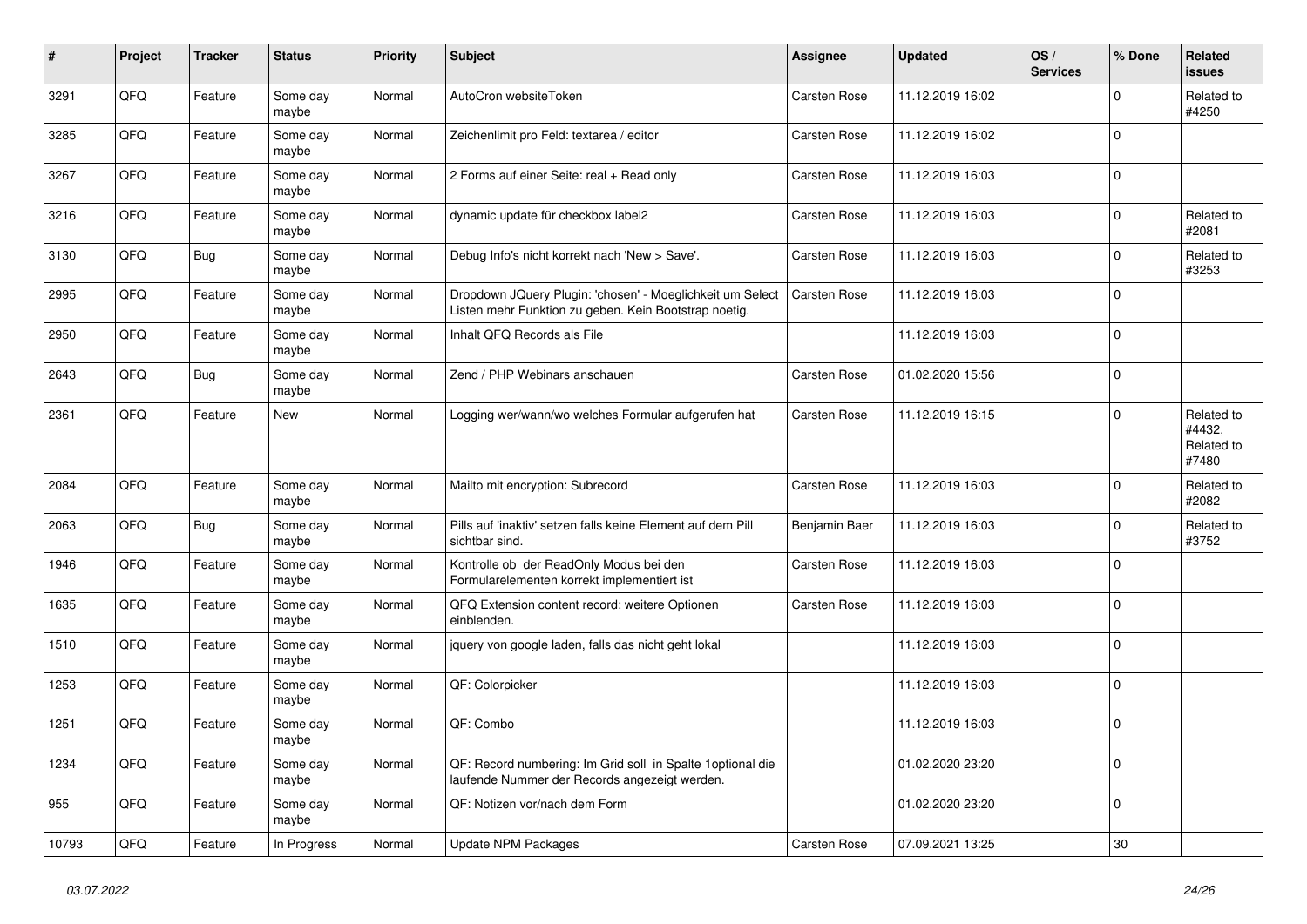| # | Project | Tracker | Status | Priority | Subject | Assignee | Updated | OS / Services | % Done | Related issues |
|---|---|---|---|---|---|---|---|---|---|---|
| 3291 | QFQ | Feature | Some day maybe | Normal | AutoCron websiteToken | Carsten Rose | 11.12.2019 16:02 | | 0 | Related to #4250 |
| 3285 | QFQ | Feature | Some day maybe | Normal | Zeichenlimit pro Feld: textarea / editor | Carsten Rose | 11.12.2019 16:02 | | 0 | |
| 3267 | QFQ | Feature | Some day maybe | Normal | 2 Forms auf einer Seite: real + Read only | Carsten Rose | 11.12.2019 16:03 | | 0 | |
| 3216 | QFQ | Feature | Some day maybe | Normal | dynamic update für checkbox label2 | Carsten Rose | 11.12.2019 16:03 | | 0 | Related to #2081 |
| 3130 | QFQ | Bug | Some day maybe | Normal | Debug Info's nicht korrekt nach 'New > Save'. | Carsten Rose | 11.12.2019 16:03 | | 0 | Related to #3253 |
| 2995 | QFQ | Feature | Some day maybe | Normal | Dropdown JQuery Plugin: 'chosen' - Moeglichkeit um Select Listen mehr Funktion zu geben. Kein Bootstrap noetig. | Carsten Rose | 11.12.2019 16:03 | | 0 | |
| 2950 | QFQ | Feature | Some day maybe | Normal | Inhalt QFQ Records als File | | 11.12.2019 16:03 | | 0 | |
| 2643 | QFQ | Bug | Some day maybe | Normal | Zend / PHP Webinars anschauen | Carsten Rose | 01.02.2020 15:56 | | 0 | |
| 2361 | QFQ | Feature | New | Normal | Logging wer/wann/wo welches Formular aufgerufen hat | Carsten Rose | 11.12.2019 16:15 | | 0 | Related to #4432, Related to #7480 |
| 2084 | QFQ | Feature | Some day maybe | Normal | Mailto mit encryption: Subrecord | Carsten Rose | 11.12.2019 16:03 | | 0 | Related to #2082 |
| 2063 | QFQ | Bug | Some day maybe | Normal | Pills auf 'inaktiv' setzen falls keine Element auf dem Pill sichtbar sind. | Benjamin Baer | 11.12.2019 16:03 | | 0 | Related to #3752 |
| 1946 | QFQ | Feature | Some day maybe | Normal | Kontrolle ob der ReadOnly Modus bei den Formularelementen korrekt implementiert ist | Carsten Rose | 11.12.2019 16:03 | | 0 | |
| 1635 | QFQ | Feature | Some day maybe | Normal | QFQ Extension content record: weitere Optionen einblenden. | Carsten Rose | 11.12.2019 16:03 | | 0 | |
| 1510 | QFQ | Feature | Some day maybe | Normal | jquery von google laden, falls das nicht geht lokal | | 11.12.2019 16:03 | | 0 | |
| 1253 | QFQ | Feature | Some day maybe | Normal | QF: Colorpicker | | 11.12.2019 16:03 | | 0 | |
| 1251 | QFQ | Feature | Some day maybe | Normal | QF: Combo | | 11.12.2019 16:03 | | 0 | |
| 1234 | QFQ | Feature | Some day maybe | Normal | QF: Record numbering: Im Grid soll in Spalte 1optional die laufende Nummer der Records angezeigt werden. | | 01.02.2020 23:20 | | 0 | |
| 955 | QFQ | Feature | Some day maybe | Normal | QF: Notizen vor/nach dem Form | | 01.02.2020 23:20 | | 0 | |
| 10793 | QFQ | Feature | In Progress | Normal | Update NPM Packages | Carsten Rose | 07.09.2021 13:25 | | 30 | |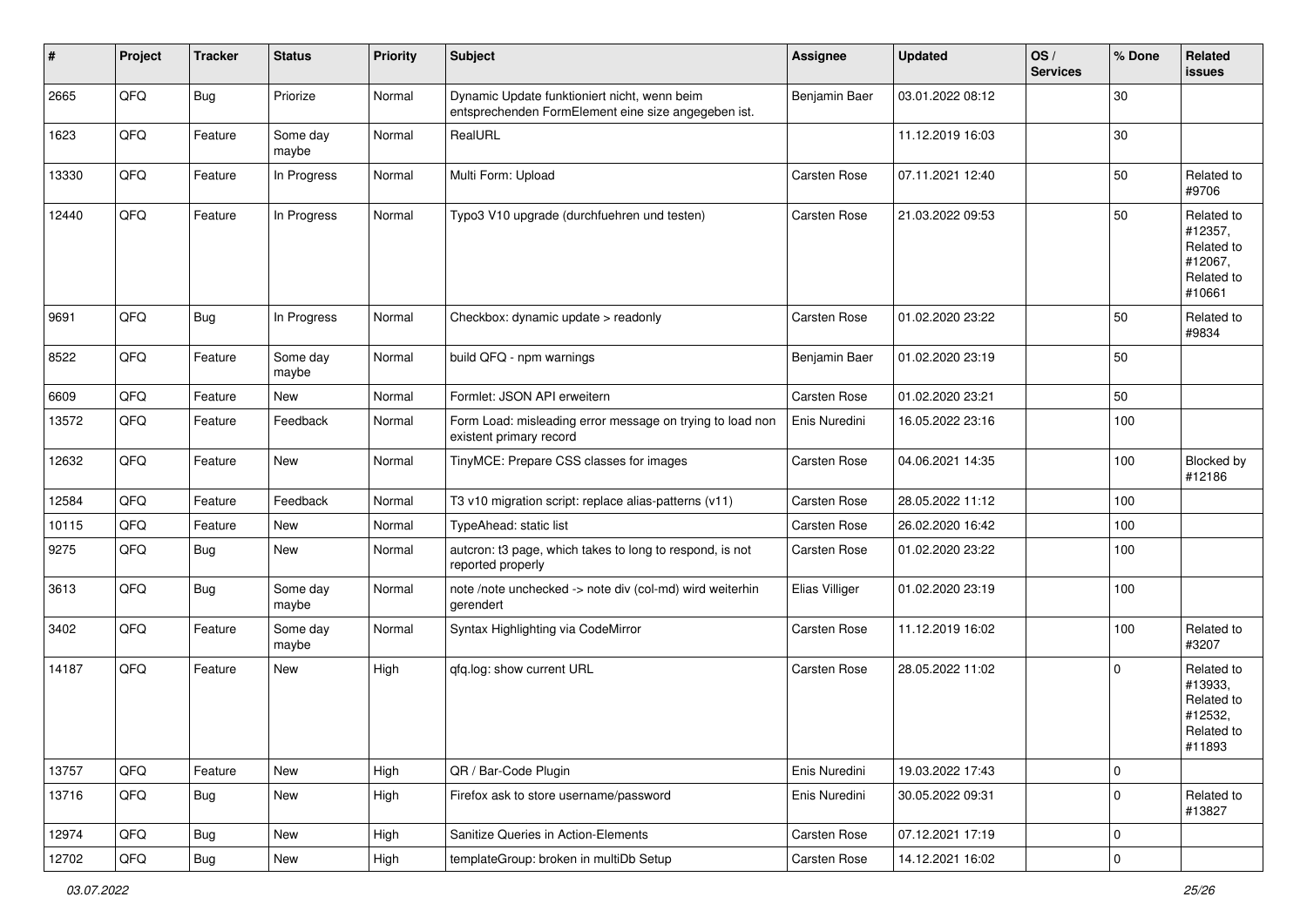| # | Project | Tracker | Status | Priority | Subject | Assignee | Updated | OS / Services | % Done | Related issues |
|---|---|---|---|---|---|---|---|---|---|---|
| 2665 | QFQ | Bug | Priorize | Normal | Dynamic Update funktioniert nicht, wenn beim entsprechenden FormElement eine size angegeben ist. | Benjamin Baer | 03.01.2022 08:12 | | 30 | |
| 1623 | QFQ | Feature | Some day maybe | Normal | RealURL | | 11.12.2019 16:03 | | 30 | |
| 13330 | QFQ | Feature | In Progress | Normal | Multi Form: Upload | Carsten Rose | 07.11.2021 12:40 | | 50 | Related to #9706 |
| 12440 | QFQ | Feature | In Progress | Normal | Typo3 V10 upgrade (durchfuehren und testen) | Carsten Rose | 21.03.2022 09:53 | | 50 | Related to #12357, Related to #12067, Related to #10661 |
| 9691 | QFQ | Bug | In Progress | Normal | Checkbox: dynamic update > readonly | Carsten Rose | 01.02.2020 23:22 | | 50 | Related to #9834 |
| 8522 | QFQ | Feature | Some day maybe | Normal | build QFQ - npm warnings | Benjamin Baer | 01.02.2020 23:19 | | 50 | |
| 6609 | QFQ | Feature | New | Normal | Formlet: JSON API erweitern | Carsten Rose | 01.02.2020 23:21 | | 50 | |
| 13572 | QFQ | Feature | Feedback | Normal | Form Load: misleading error message on trying to load non existent primary record | Enis Nuredini | 16.05.2022 23:16 | | 100 | |
| 12632 | QFQ | Feature | New | Normal | TinyMCE: Prepare CSS classes for images | Carsten Rose | 04.06.2021 14:35 | | 100 | Blocked by #12186 |
| 12584 | QFQ | Feature | Feedback | Normal | T3 v10 migration script: replace alias-patterns (v11) | Carsten Rose | 28.05.2022 11:12 | | 100 | |
| 10115 | QFQ | Feature | New | Normal | TypeAhead: static list | Carsten Rose | 26.02.2020 16:42 | | 100 | |
| 9275 | QFQ | Bug | New | Normal | autcron: t3 page, which takes to long to respond, is not reported properly | Carsten Rose | 01.02.2020 23:22 | | 100 | |
| 3613 | QFQ | Bug | Some day maybe | Normal | note /note unchecked -> note div (col-md) wird weiterhin gerendert | Elias Villiger | 01.02.2020 23:19 | | 100 | |
| 3402 | QFQ | Feature | Some day maybe | Normal | Syntax Highlighting via CodeMirror | Carsten Rose | 11.12.2019 16:02 | | 100 | Related to #3207 |
| 14187 | QFQ | Feature | New | High | qfq.log: show current URL | Carsten Rose | 28.05.2022 11:02 | | 0 | Related to #13933, Related to #12532, Related to #11893 |
| 13757 | QFQ | Feature | New | High | QR / Bar-Code Plugin | Enis Nuredini | 19.03.2022 17:43 | | 0 | |
| 13716 | QFQ | Bug | New | High | Firefox ask to store username/password | Enis Nuredini | 30.05.2022 09:31 | | 0 | Related to #13827 |
| 12974 | QFQ | Bug | New | High | Sanitize Queries in Action-Elements | Carsten Rose | 07.12.2021 17:19 | | 0 | |
| 12702 | QFQ | Bug | New | High | templateGroup: broken in multiDb Setup | Carsten Rose | 14.12.2021 16:02 | | 0 | |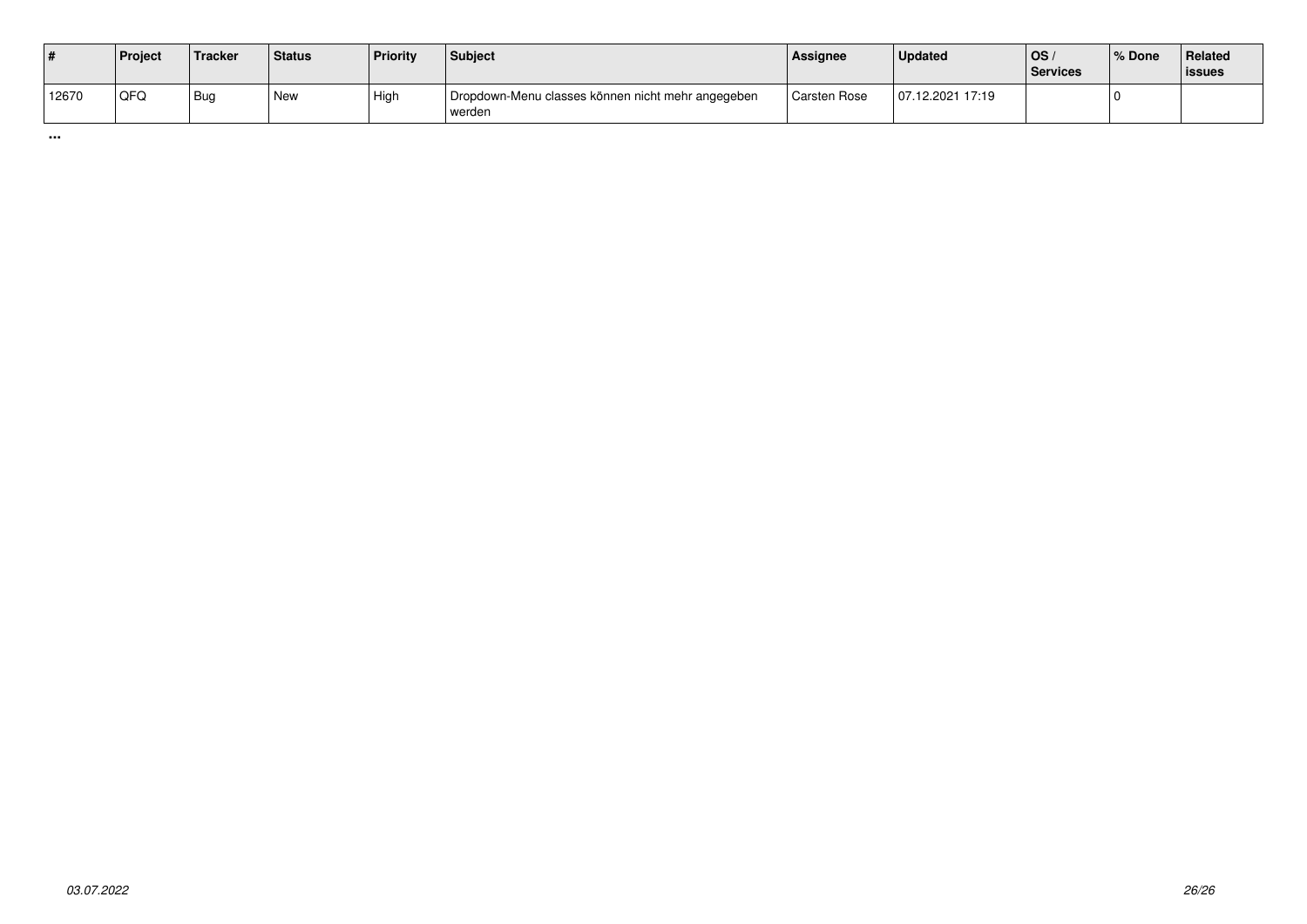| # | Project | Tracker | Status | Priority | Subject | Assignee | Updated | OS / Services | % Done | Related issues |
|---|---|---|---|---|---|---|---|---|---|---|
| 12670 | QFQ | Bug | New | High | Dropdown-Menu classes können nicht mehr angegeben werden | Carsten Rose | 07.12.2021 17:19 | | 0 | |

...